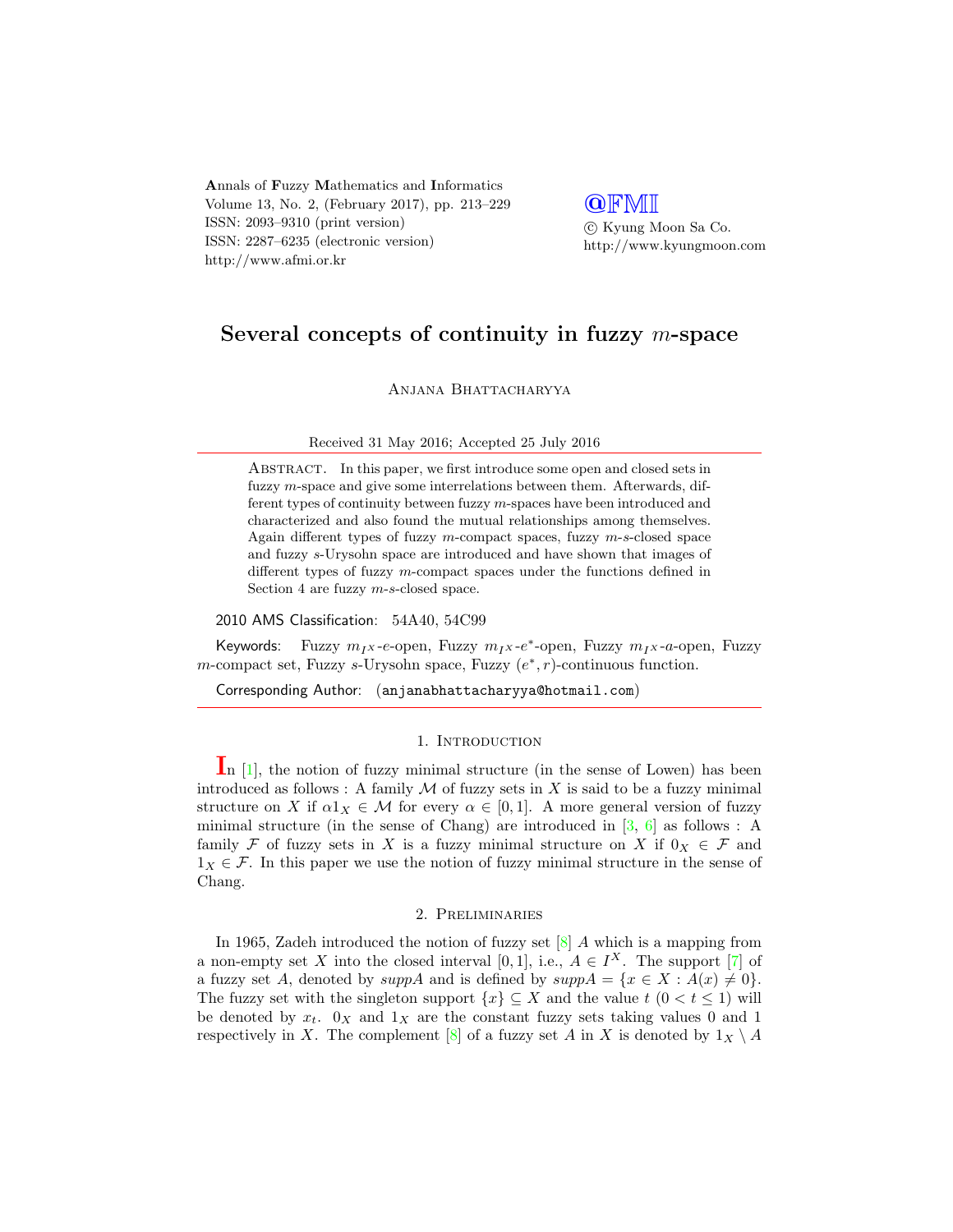# Several concepts of continuity in fuzzy $m$-space

Anjana Bhattacharyya

Received 31 May 2016; Accepted 25 July 2016

Abstract. In this paper, we first introduce some open and closed sets in fuzzy $m$-space and give some interrelations between them. Afterwards, different types of continuity between fuzzy $m$-spaces have been introduced and characterized and also found the mutual relationships among themselves. Again different types of fuzzy $m$-compact spaces, fuzzy $m$-$s$-closed space and fuzzy $s$-Urysohn space are introduced and have shown that images of different types of fuzzy $m$-compact spaces under the functions defined in Section 4 are fuzzy $m$-$s$-closed space.

2010 AMS Classification: 54A40, 54C99

Keywords: Fuzzy $m_{I^X}$-$e$-open, Fuzzy $m_{I^X}$-$e^*$-open, Fuzzy $m_{I^X}$-$a$-open, Fuzzy $m$-compact set, Fuzzy $s$-Urysohn space, Fuzzy $(e^*, r)$-continuous function.

Corresponding Author: (anjanabhattacharyya@hotmail.com)

## 1. Introduction

In [1], the notion of fuzzy minimal structure (in the sense of Lowen) has been introduced as follows : A family $\mathcal{M}$ of fuzzy sets in $X$ is said to be a fuzzy minimal structure on $X$ if $\alpha 1_X \in \mathcal{M}$ for every $\alpha \in [0, 1]$. A more general version of fuzzy minimal structure (in the sense of Chang) are introduced in [3, 6] as follows : A family $\mathcal{F}$ of fuzzy sets in $X$ is a fuzzy minimal structure on $X$ if $0_X \in \mathcal{F}$ and $1_X \in \mathcal{F}$. In this paper we use the notion of fuzzy minimal structure in the sense of Chang.

## 2. Preliminaries

In 1965, Zadeh introduced the notion of fuzzy set [8] $A$ which is a mapping from a non-empty set $X$ into the closed interval $[0, 1]$, i.e., $A \in I^X$. The support [7] of a fuzzy set $A$, denoted by $suppA$ and is defined by $suppA = \{x \in X : A(x) \neq 0\}$. The fuzzy set with the singleton support $\{x\} \subseteq X$ and the value $t$ $(0 < t \leq 1)$ will be denoted by $x_t$. $0_X$ and $1_X$ are the constant fuzzy sets taking values 0 and 1 respectively in $X$. The complement [8] of a fuzzy set $A$ in $X$ is denoted by $1_X \setminus A$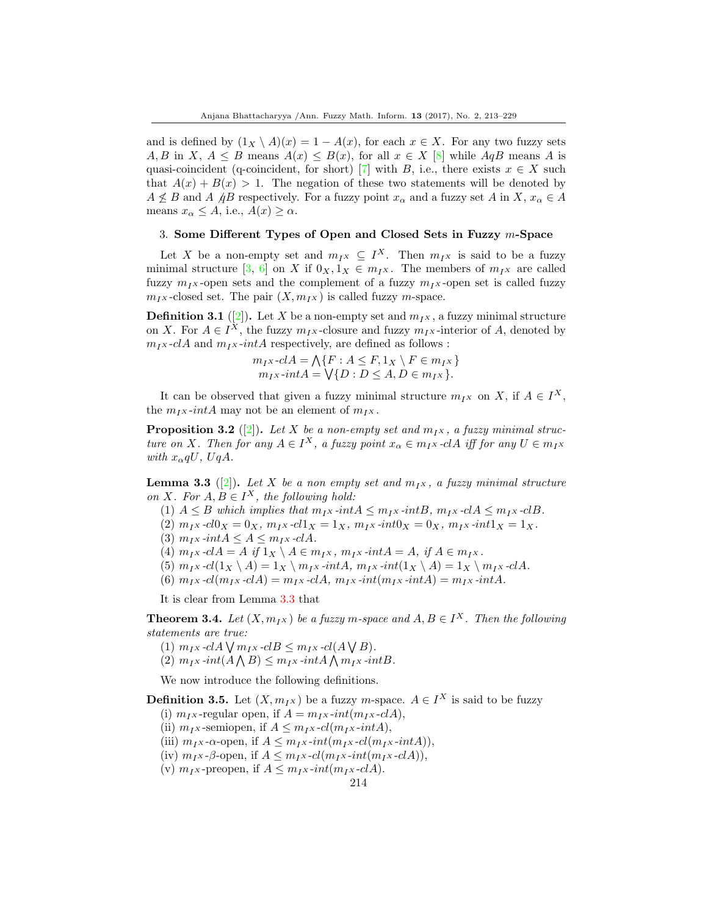and is defined by $(1_X \setminus A)(x) = 1 - A(x)$, for each $x \in X$. For any two fuzzy sets $A, B$ in $X$, $A \leq B$ means $A(x) \leq B(x)$, for all $x \in X$ [8] while $AqB$ means $A$ is quasi-coincident (q-coincident, for short) [7] with $B$, i.e., there exists $x \in X$ such that $A(x) + B(x) > 1$. The negation of these two statements will be denoted by $A \not\leq B$ and $A \not{q} B$ respectively. For a fuzzy point $x_\alpha$ and a fuzzy set $A$ in $X$, $x_\alpha \in A$ means $x_\alpha \leq A$, i.e., $A(x) \geq \alpha$.

## 3. Some Different Types of Open and Closed Sets in Fuzzy $m$-Space

Let $X$ be a non-empty set and $m_{I^X} \subseteq I^X$. Then $m_{I^X}$ is said to be a fuzzy minimal structure [3, 6] on $X$ if $0_X, 1_X \in m_{I^X}$. The members of $m_{I^X}$ are called fuzzy $m_{I^X}$-open sets and the complement of a fuzzy $m_{I^X}$-open set is called fuzzy $m_{I^X}$-closed set. The pair $(X, m_{I^X})$ is called fuzzy $m$-space.

**Definition 3.1** ([2]). Let $X$ be a non-empty set and $m_{I^X}$, a fuzzy minimal structure on $X$. For $A \in I^X$, the fuzzy $m_{I^X}$-closure and fuzzy $m_{I^X}$-interior of $A$, denoted by $m_{I^X}\text{-}clA$ and $m_{I^X}\text{-}intA$ respectively, are defined as follows :

$$m_{I^X}\text{-}clA = \bigwedge\{F : A \leq F, 1_X \setminus F \in m_{I^X}\}$$
$$m_{I^X}\text{-}intA = \bigvee\{D : D \leq A, D \in m_{I^X}\}.$$

It can be observed that given a fuzzy minimal structure $m_{I^X}$ on $X$, if $A \in I^X$, the $m_{I^X}\text{-}intA$ may not be an element of $m_{I^X}$.

**Proposition 3.2** ([2]). *Let $X$ be a non-empty set and $m_{I^X}$, a fuzzy minimal structure on $X$. Then for any $A \in I^X$, a fuzzy point $x_\alpha \in m_{I^X}\text{-}clA$ iff for any $U \in m_{I^X}$ with $x_\alpha qU$, $UqA$.*

**Lemma 3.3** ([2]). *Let $X$ be a non empty set and $m_{I^X}$, a fuzzy minimal structure on $X$. For $A, B \in I^X$, the following hold:*

(1) $A \leq B$ *which implies that* $m_{I^X}\text{-}intA \leq m_{I^X}\text{-}intB$, $m_{I^X}\text{-}clA \leq m_{I^X}\text{-}clB$.
(2) $m_{I^X}\text{-}cl0_X = 0_X$, $m_{I^X}\text{-}cl1_X = 1_X$, $m_{I^X}\text{-}int0_X = 0_X$, $m_{I^X}\text{-}int1_X = 1_X$.
(3) $m_{I^X}\text{-}intA \leq A \leq m_{I^X}\text{-}clA$.
(4) $m_{I^X}\text{-}clA = A$ *if* $1_X \setminus A \in m_{I^X}$, $m_{I^X}\text{-}intA = A$, *if* $A \in m_{I^X}$.
(5) $m_{I^X}\text{-}cl(1_X \setminus A) = 1_X \setminus m_{I^X}\text{-}intA$, $m_{I^X}\text{-}int(1_X \setminus A) = 1_X \setminus m_{I^X}\text{-}clA$.
(6) $m_{I^X}\text{-}cl(m_{I^X}\text{-}clA) = m_{I^X}\text{-}clA$, $m_{I^X}\text{-}int(m_{I^X}\text{-}intA) = m_{I^X}\text{-}intA$.

It is clear from Lemma 3.3 that

**Theorem 3.4.** *Let $(X, m_{I^X})$ be a fuzzy m-space and $A, B \in I^X$. Then the following statements are true:*

(1) $m_{I^X}\text{-}clA \bigvee m_{I^X}\text{-}clB \leq m_{I^X}\text{-}cl(A \bigvee B)$.
(2) $m_{I^X}\text{-}int(A \bigwedge B) \leq m_{I^X}\text{-}intA \bigwedge m_{I^X}\text{-}intB$.

We now introduce the following definitions.

**Definition 3.5.** Let $(X, m_{I^X})$ be a fuzzy $m$-space. $A \in I^X$ is said to be fuzzy

(i) $m_{I^X}$-regular open, if $A = m_{I^X}\text{-}int(m_{I^X}\text{-}clA)$,
(ii) $m_{I^X}$-semiopen, if $A \leq m_{I^X}\text{-}cl(m_{I^X}\text{-}intA)$,
(iii) $m_{I^X}$-$\alpha$-open, if $A \leq m_{I^X}\text{-}int(m_{I^X}\text{-}cl(m_{I^X}\text{-}intA))$,
(iv) $m_{I^X}$-$\beta$-open, if $A \leq m_{I^X}\text{-}cl(m_{I^X}\text{-}int(m_{I^X}\text{-}clA))$,
(v) $m_{I^X}$-preopen, if $A \leq m_{I^X}\text{-}int(m_{I^X}\text{-}clA)$.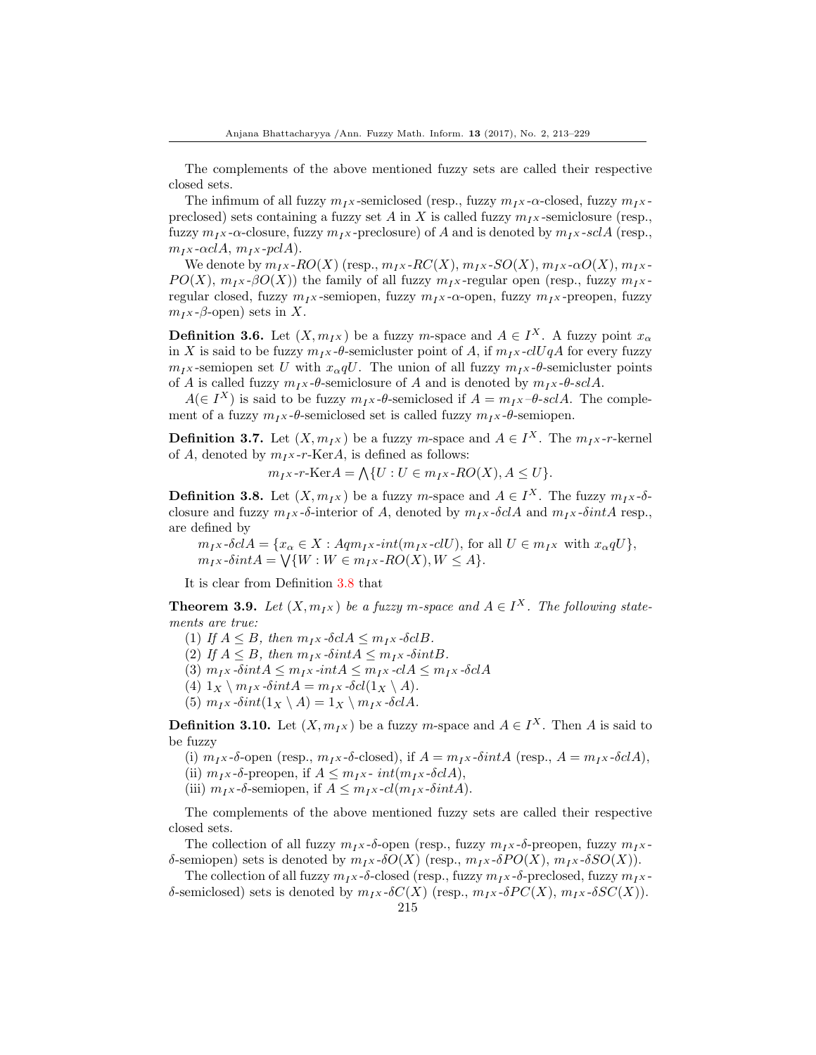The complements of the above mentioned fuzzy sets are called their respective closed sets.

The infimum of all fuzzy $m_{I^X}$-semiclosed (resp., fuzzy $m_{I^X}$-$\alpha$-closed, fuzzy $m_{I^X}$-preclosed) sets containing a fuzzy set $A$ in $X$ is called fuzzy $m_{I^X}$-semiclosure (resp., fuzzy $m_{I^X}$-$\alpha$-closure, fuzzy $m_{I^X}$-preclosure) of $A$ and is denoted by $m_{I^X}$-$sclA$ (resp., $m_{I^X}$-$\alpha clA$, $m_{I^X}$-$pclA$).

We denote by $m_{I^X}$-$RO(X)$ (resp., $m_{I^X}$-$RC(X)$, $m_{I^X}$-$SO(X)$, $m_{I^X}$-$\alpha O(X)$, $m_{I^X}$-$PO(X)$, $m_{I^X}$-$\beta O(X)$) the family of all fuzzy $m_{I^X}$-regular open (resp., fuzzy $m_{I^X}$-regular closed, fuzzy $m_{I^X}$-semiopen, fuzzy $m_{I^X}$-$\alpha$-open, fuzzy $m_{I^X}$-preopen, fuzzy $m_{I^X}$-$\beta$-open) sets in $X$.

**Definition 3.6.** Let $(X, m_{I^X})$ be a fuzzy $m$-space and $A \in I^X$. A fuzzy point $x_\alpha$ in $X$ is said to be fuzzy $m_{I^X}$-$\theta$-semicluster point of $A$, if $m_{I^X}$-$clUqA$ for every fuzzy $m_{I^X}$-semiopen set $U$ with $x_\alpha qU$. The union of all fuzzy $m_{I^X}$-$\theta$-semicluster points of $A$ is called fuzzy $m_{I^X}$-$\theta$-semiclosure of $A$ and is denoted by $m_{I^X}$-$\theta$-$sclA$.

$A (\in I^X)$ is said to be fuzzy $m_{I^X}$-$\theta$-semiclosed if $A = m_{I^X}$-$\theta$-$sclA$. The complement of a fuzzy $m_{I^X}$-$\theta$-semiclosed set is called fuzzy $m_{I^X}$-$\theta$-semiopen.

**Definition 3.7.** Let $(X, m_{I^X})$ be a fuzzy $m$-space and $A \in I^X$. The $m_{I^X}$-$r$-kernel of $A$, denoted by $m_{I^X}$-$r$-Ker$A$, is defined as follows:

$$m_{I^X}\text{-}r\text{-Ker}A = \bigwedge\{U : U \in m_{I^X}\text{-}RO(X), A \leq U\}.$$

**Definition 3.8.** Let $(X, m_{I^X})$ be a fuzzy $m$-space and $A \in I^X$. The fuzzy $m_{I^X}$-$\delta$-closure and fuzzy $m_{I^X}$-$\delta$-interior of $A$, denoted by $m_{I^X}$-$\delta clA$ and $m_{I^X}$-$\delta intA$ resp., are defined by

$$m_{I^X}\text{-}\delta clA = \{x_\alpha \in X : Aqm_{I^X}\text{-}int(m_{I^X}\text{-}clU), \text{ for all } U \in m_{I^X} \text{ with } x_\alpha qU\},$$
$$m_{I^X}\text{-}\delta intA = \bigvee\{W : W \in m_{I^X}\text{-}RO(X), W \leq A\}.$$

It is clear from Definition 3.8 that

**Theorem 3.9.** *Let $(X, m_{I^X})$ be a fuzzy $m$-space and $A \in I^X$. The following statements are true:*

1. *If $A \leq B$, then $m_{I^X}$-$\delta clA \leq m_{I^X}$-$\delta clB$.*
2. *If $A \leq B$, then $m_{I^X}$-$\delta intA \leq m_{I^X}$-$\delta intB$.*
3. *$m_{I^X}$-$\delta intA \leq m_{I^X}$-$intA \leq m_{I^X}$-$clA \leq m_{I^X}$-$\delta clA$*
4. *$1_X \setminus m_{I^X}$-$\delta intA = m_{I^X}$-$\delta cl(1_X \setminus A)$.*
5. *$m_{I^X}$-$\delta int(1_X \setminus A) = 1_X \setminus m_{I^X}$-$\delta clA$.*

**Definition 3.10.** Let $(X, m_{I^X})$ be a fuzzy $m$-space and $A \in I^X$. Then $A$ is said to be fuzzy

(i) $m_{I^X}$-$\delta$-open (resp., $m_{I^X}$-$\delta$-closed), if $A = m_{I^X}$-$\delta intA$ (resp., $A = m_{I^X}$-$\delta clA$),
(ii) $m_{I^X}$-$\delta$-preopen, if $A \leq m_{I^X}$- $int(m_{I^X}$-$\delta clA)$,
(iii) $m_{I^X}$-$\delta$-semiopen, if $A \leq m_{I^X}$-$cl(m_{I^X}$-$\delta intA)$.

The complements of the above mentioned fuzzy sets are called their respective closed sets.

The collection of all fuzzy $m_{I^X}$-$\delta$-open (resp., fuzzy $m_{I^X}$-$\delta$-preopen, fuzzy $m_{I^X}$-$\delta$-semiopen) sets is denoted by $m_{I^X}$-$\delta O(X)$ (resp., $m_{I^X}$-$\delta PO(X)$, $m_{I^X}$-$\delta SO(X)$).

The collection of all fuzzy $m_{I^X}$-$\delta$-closed (resp., fuzzy $m_{I^X}$-$\delta$-preclosed, fuzzy $m_{I^X}$-$\delta$-semiclosed) sets is denoted by $m_{I^X}$-$\delta C(X)$ (resp., $m_{I^X}$-$\delta PC(X)$, $m_{I^X}$-$\delta SC(X)$).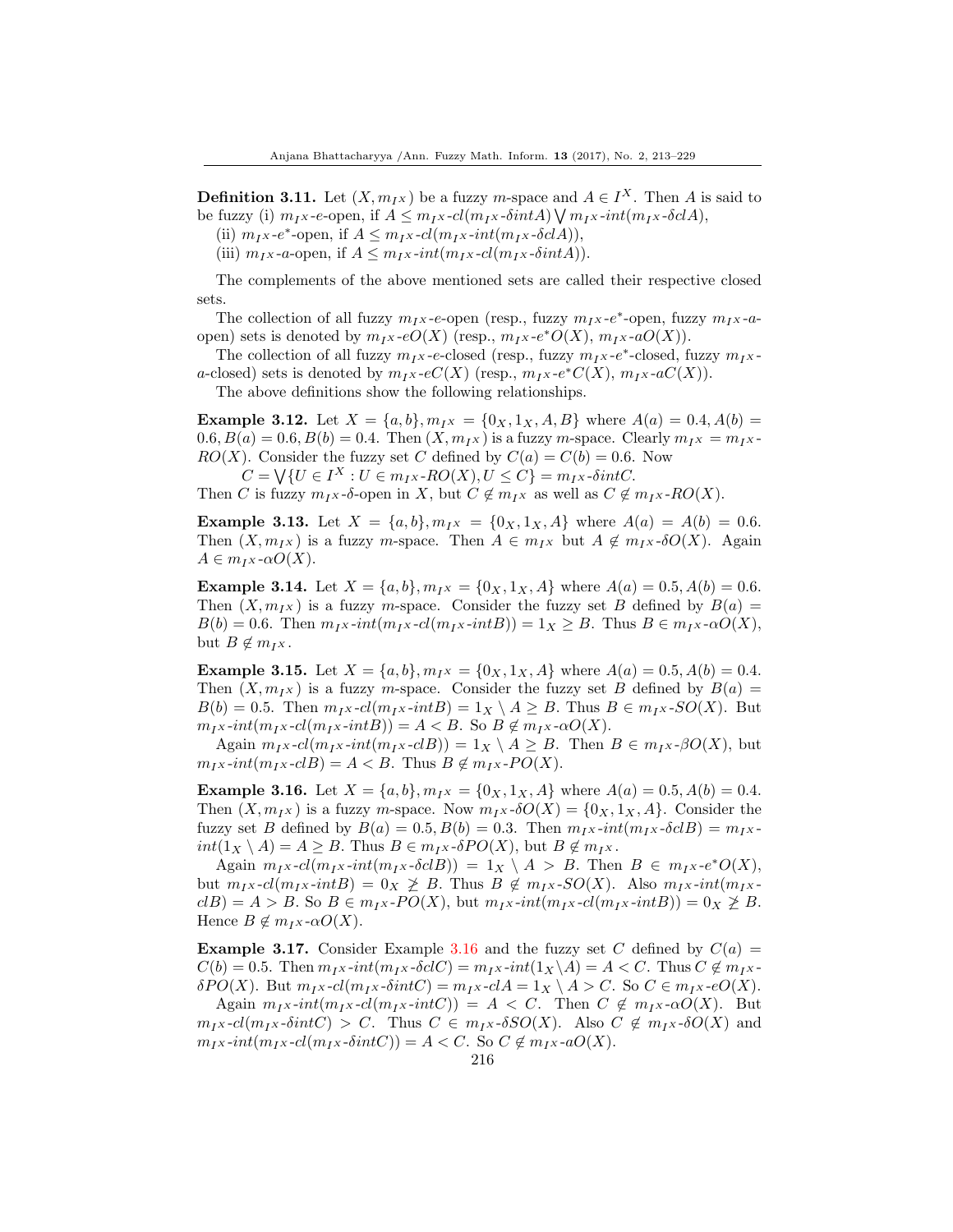**Definition 3.11.** Let $(X, m_{I^X})$ be a fuzzy $m$-space and $A \in I^X$. Then $A$ is said to be fuzzy (i) $m_{I^X}$-$e$-open, if $A \leq m_{I^X}$-$cl(m_{I^X}$-$\delta intA) \bigvee m_{I^X}$-$int(m_{I^X}$-$\delta clA)$,

(ii) $m_{I^X}$-$e^*$-open, if $A \leq m_{I^X}$-$cl(m_{I^X}$-$int(m_{I^X}$-$\delta clA))$,

(iii) $m_{I^X}$-$a$-open, if $A \leq m_{I^X}$-$int(m_{I^X}$-$cl(m_{I^X}$-$\delta intA))$.

The complements of the above mentioned sets are called their respective closed sets.

The collection of all fuzzy $m_{I^X}$-$e$-open (resp., fuzzy $m_{I^X}$-$e^*$-open, fuzzy $m_{I^X}$-$a$-open) sets is denoted by $m_{I^X}$-$eO(X)$ (resp., $m_{I^X}$-$e^*O(X)$, $m_{I^X}$-$aO(X)$).

The collection of all fuzzy $m_{I^X}$-$e$-closed (resp., fuzzy $m_{I^X}$-$e^*$-closed, fuzzy $m_{I^X}$-$a$-closed) sets is denoted by $m_{I^X}$-$eC(X)$ (resp., $m_{I^X}$-$e^*C(X)$, $m_{I^X}$-$aC(X)$).

The above definitions show the following relationships.

**Example 3.12.** Let $X = \{a, b\}, m_{I^X} = \{0_X, 1_X, A, B\}$ where $A(a) = 0.4, A(b) = 0.6, B(a) = 0.6, B(b) = 0.4$. Then $(X, m_{I^X})$ is a fuzzy $m$-space. Clearly $m_{I^X} = m_{I^X}$-$RO(X)$. Consider the fuzzy set $C$ defined by $C(a) = C(b) = 0.6$. Now

$C = \bigvee\{U \in I^X : U \in m_{I^X}\text{-}RO(X), U \leq C\} = m_{I^X}$-$\delta intC$.

Then $C$ is fuzzy $m_{I^X}$-$\delta$-open in $X$, but $C \notin m_{I^X}$ as well as $C \notin m_{I^X}$-$RO(X)$.

**Example 3.13.** Let $X = \{a, b\}, m_{I^X} = \{0_X, 1_X, A\}$ where $A(a) = A(b) = 0.6$. Then $(X, m_{I^X})$ is a fuzzy $m$-space. Then $A \in m_{I^X}$ but $A \notin m_{I^X}$-$\delta O(X)$. Again $A \in m_{I^X}$-$\alpha O(X)$.

**Example 3.14.** Let $X = \{a, b\}, m_{I^X} = \{0_X, 1_X, A\}$ where $A(a) = 0.5, A(b) = 0.6$. Then $(X, m_{I^X})$ is a fuzzy $m$-space. Consider the fuzzy set $B$ defined by $B(a) = B(b) = 0.6$. Then $m_{I^X}$-$int(m_{I^X}$-$cl(m_{I^X}$-$intB)) = 1_X \geq B$. Thus $B \in m_{I^X}$-$\alpha O(X)$, but $B \notin m_{I^X}$.

**Example 3.15.** Let $X = \{a, b\}, m_{I^X} = \{0_X, 1_X, A\}$ where $A(a) = 0.5, A(b) = 0.4$. Then $(X, m_{I^X})$ is a fuzzy $m$-space. Consider the fuzzy set $B$ defined by $B(a) = B(b) = 0.5$. Then $m_{I^X}$-$cl(m_{I^X}$-$intB) = 1_X \setminus A \geq B$. Thus $B \in m_{I^X}$-$SO(X)$. But $m_{I^X}$-$int(m_{I^X}$-$cl(m_{I^X}$-$intB)) = A < B$. So $B \notin m_{I^X}$-$\alpha O(X)$.

Again $m_{I^X}$-$cl(m_{I^X}$-$int(m_{I^X}$-$clB)) = 1_X \setminus A \geq B$. Then $B \in m_{I^X}$-$\beta O(X)$, but $m_{I^X}$-$int(m_{I^X}$-$clB) = A < B$. Thus $B \notin m_{I^X}$-$PO(X)$.

**Example 3.16.** Let $X = \{a, b\}, m_{I^X} = \{0_X, 1_X, A\}$ where $A(a) = 0.5, A(b) = 0.4$. Then $(X, m_{I^X})$ is a fuzzy $m$-space. Now $m_{I^X}$-$\delta O(X) = \{0_X, 1_X, A\}$. Consider the fuzzy set $B$ defined by $B(a) = 0.5, B(b) = 0.3$. Then $m_{I^X}$-$int(m_{I^X}$-$\delta clB) = m_{I^X}$-$int(1_X \setminus A) = A \geq B$. Thus $B \in m_{I^X}$-$\delta PO(X)$, but $B \notin m_{I^X}$.

Again $m_{I^X}$-$cl(m_{I^X}$-$int(m_{I^X}$-$\delta clB)) = 1_X \setminus A > B$. Then $B \in m_{I^X}$-$e^*O(X)$, but $m_{I^X}$-$cl(m_{I^X}$-$intB) = 0_X \ngeq B$. Thus $B \notin m_{I^X}$-$SO(X)$. Also $m_{I^X}$-$int(m_{I^X}$-$clB) = A > B$. So $B \in m_{I^X}$-$PO(X)$, but $m_{I^X}$-$int(m_{I^X}$-$cl(m_{I^X}$-$intB)) = 0_X \ngeq B$. Hence $B \notin m_{I^X}$-$\alpha O(X)$.

**Example 3.17.** Consider Example 3.16 and the fuzzy set $C$ defined by $C(a) = C(b) = 0.5$. Then $m_{I^X}$-$int(m_{I^X}$-$\delta clC) = m_{I^X}$-$int(1_X \setminus A) = A < C$. Thus $C \notin m_{I^X}$-$\delta PO(X)$. But $m_{I^X}$-$cl(m_{I^X}$-$\delta intC) = m_{I^X}$-$clA = 1_X \setminus A > C$. So $C \in m_{I^X}$-$eO(X)$.

Again $m_{I^X}$-$int(m_{I^X}$-$cl(m_{I^X}$-$intC)) = A < C$. Then $C \notin m_{I^X}$-$\alpha O(X)$. But $m_{I^X}$-$cl(m_{I^X}$-$\delta intC) > C$. Thus $C \in m_{I^X}$-$\delta SO(X)$. Also $C \notin m_{I^X}$-$\delta O(X)$ and $m_{I^X}$-$int(m_{I^X}$-$cl(m_{I^X}$-$\delta intC)) = A < C$. So $C \notin m_{I^X}$-$aO(X)$.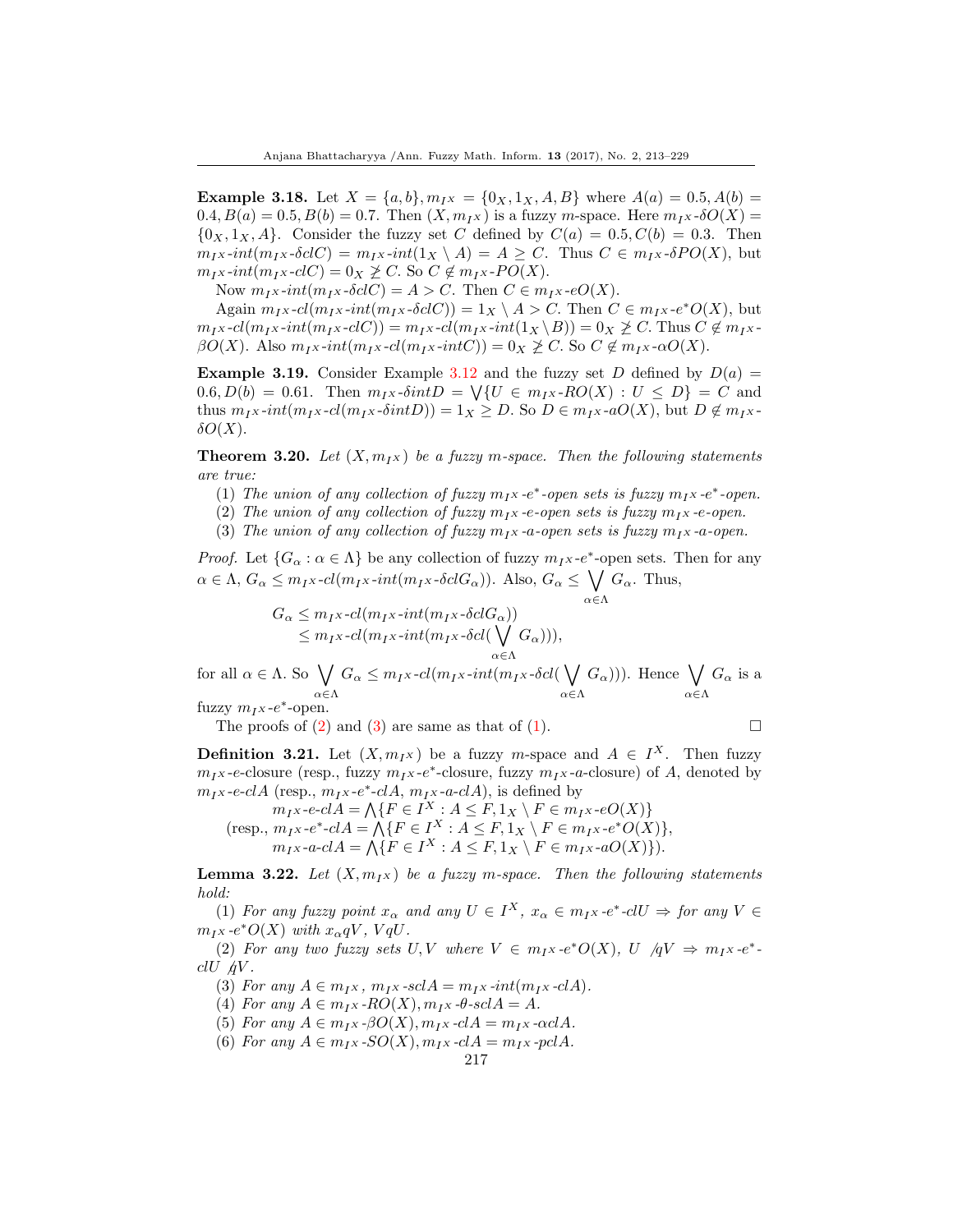**Example 3.18.** Let $X = \{a, b\}, m_{I^X} = \{0_X, 1_X, A, B\}$ where $A(a) = 0.5, A(b) = 0.4, B(a) = 0.5, B(b) = 0.7$. Then $(X, m_{I^X})$ is a fuzzy $m$-space. Here $m_{I^X}$-$\delta O(X) = \{0_X, 1_X, A\}$. Consider the fuzzy set $C$ defined by $C(a) = 0.5, C(b) = 0.3$. Then $m_{I^X}$-$int(m_{I^X}$-$\delta clC) = m_{I^X}$-$int(1_X \setminus A) = A \geq C$. Thus $C \in m_{I^X}$-$\delta PO(X)$, but $m_{I^X}$-$int(m_{I^X}$-$clC) = 0_X \not\geq C$. So $C \notin m_{I^X}$-$PO(X)$.

Now $m_{I^X}$-$int(m_{I^X}$-$\delta clC) = A > C$. Then $C \in m_{I^X}$-$eO(X)$.

Again $m_{I^X}$-$cl(m_{I^X}$-$int(m_{I^X}$-$\delta clC)) = 1_X \setminus A > C$. Then $C \in m_{I^X}$-$e^*O(X)$, but $m_{I^X}$-$cl(m_{I^X}$-$int(m_{I^X}$-$clC)) = m_{I^X}$-$cl(m_{I^X}$-$int(1_X \setminus B)) = 0_X \not\geq C$. Thus $C \notin m_{I^X}$-$\beta O(X)$. Also $m_{I^X}$-$int(m_{I^X}$-$cl(m_{I^X}$-$intC)) = 0_X \not\geq C$. So $C \notin m_{I^X}$-$\alpha O(X)$.

**Example 3.19.** Consider Example 3.12 and the fuzzy set $D$ defined by $D(a) = 0.6, D(b) = 0.61$. Then $m_{I^X}$-$\delta intD = \bigvee\{U \in m_{I^X}$-$RO(X) : U \leq D\} = C$ and thus $m_{I^X}$-$int(m_{I^X}$-$cl(m_{I^X}$-$\delta intD)) = 1_X \geq D$. So $D \in m_{I^X}$-$aO(X)$, but $D \notin m_{I^X}$-$\delta O(X)$.

**Theorem 3.20.** *Let $(X, m_{I^X})$ be a fuzzy $m$-space. Then the following statements are true:*

(1) *The union of any collection of fuzzy $m_{I^X}$-$e^*$-open sets is fuzzy $m_{I^X}$-$e^*$-open.*
(2) *The union of any collection of fuzzy $m_{I^X}$-$e$-open sets is fuzzy $m_{I^X}$-$e$-open.*
(3) *The union of any collection of fuzzy $m_{I^X}$-$a$-open sets is fuzzy $m_{I^X}$-$a$-open.*

*Proof.* Let $\{G_\alpha : \alpha \in \Lambda\}$ be any collection of fuzzy $m_{I^X}$-$e^*$-open sets. Then for any $\alpha \in \Lambda$, $G_\alpha \leq m_{I^X}$-$cl(m_{I^X}$-$int(m_{I^X}$-$\delta clG_\alpha))$. Also, $G_\alpha \leq \bigvee_{\alpha \in \Lambda} G_\alpha$. Thus,

$$\begin{aligned} G_\alpha &\leq m_{I^X}\text{-}cl(m_{I^X}\text{-}int(m_{I^X}\text{-}\delta clG_\alpha)) \\ &\leq m_{I^X}\text{-}cl(m_{I^X}\text{-}int(m_{I^X}\text{-}\delta cl(\bigvee_{\alpha \in \Lambda} G_\alpha))), \end{aligned}$$

for all $\alpha \in \Lambda$. So $\bigvee_{\alpha \in \Lambda} G_\alpha \leq m_{I^X}$-$cl(m_{I^X}$-$int(m_{I^X}$-$\delta cl(\bigvee_{\alpha \in \Lambda} G_\alpha)))$. Hence $\bigvee_{\alpha \in \Lambda} G_\alpha$ is a fuzzy $m_{I^X}$-$e^*$-open.

The proofs of (2) and (3) are same as that of (1). □

**Definition 3.21.** Let $(X, m_{I^X})$ be a fuzzy $m$-space and $A \in I^X$. Then fuzzy $m_{I^X}$-$e$-closure (resp., fuzzy $m_{I^X}$-$e^*$-closure, fuzzy $m_{I^X}$-$a$-closure) of $A$, denoted by $m_{I^X}$-$e$-$clA$ (resp., $m_{I^X}$-$e^*$-$clA$, $m_{I^X}$-$a$-$clA$), is defined by

$$m_{I^X}\text{-}e\text{-}clA = \bigwedge\{F \in I^X : A \leq F, 1_X \setminus F \in m_{I^X}\text{-}eO(X)\}$$
$$(\text{resp., } m_{I^X}\text{-}e^*\text{-}clA = \bigwedge\{F \in I^X : A \leq F, 1_X \setminus F \in m_{I^X}\text{-}e^*O(X)\},$$
$$m_{I^X}\text{-}a\text{-}clA = \bigwedge\{F \in I^X : A \leq F, 1_X \setminus F \in m_{I^X}\text{-}aO(X)\}).$$

**Lemma 3.22.** *Let $(X, m_{I^X})$ be a fuzzy $m$-space. Then the following statements hold:*

(1) *For any fuzzy point $x_\alpha$ and any $U \in I^X$, $x_\alpha \in m_{I^X}$-$e^*$-$clU \Rightarrow$ for any $V \in m_{I^X}$-$e^*O(X)$ with $x_\alpha qV$, $VqU$.*

(2) *For any two fuzzy sets $U, V$ where $V \in m_{I^X}$-$e^*O(X)$, $U \not q V \Rightarrow m_{I^X}$-$e^*$-$clU \not q V$.*

(3) *For any $A \in m_{I^X}$, $m_{I^X}$-$sclA = m_{I^X}$-$int(m_{I^X}$-$clA)$.*

(4) *For any $A \in m_{I^X}$-$RO(X)$, $m_{I^X}$-$\theta$-$sclA = A$.*

(5) *For any $A \in m_{I^X}$-$\beta O(X)$, $m_{I^X}$-$clA = m_{I^X}$-$\alpha clA$.*

(6) *For any $A \in m_{I^X}$-$SO(X)$, $m_{I^X}$-$clA = m_{I^X}$-$pclA$.*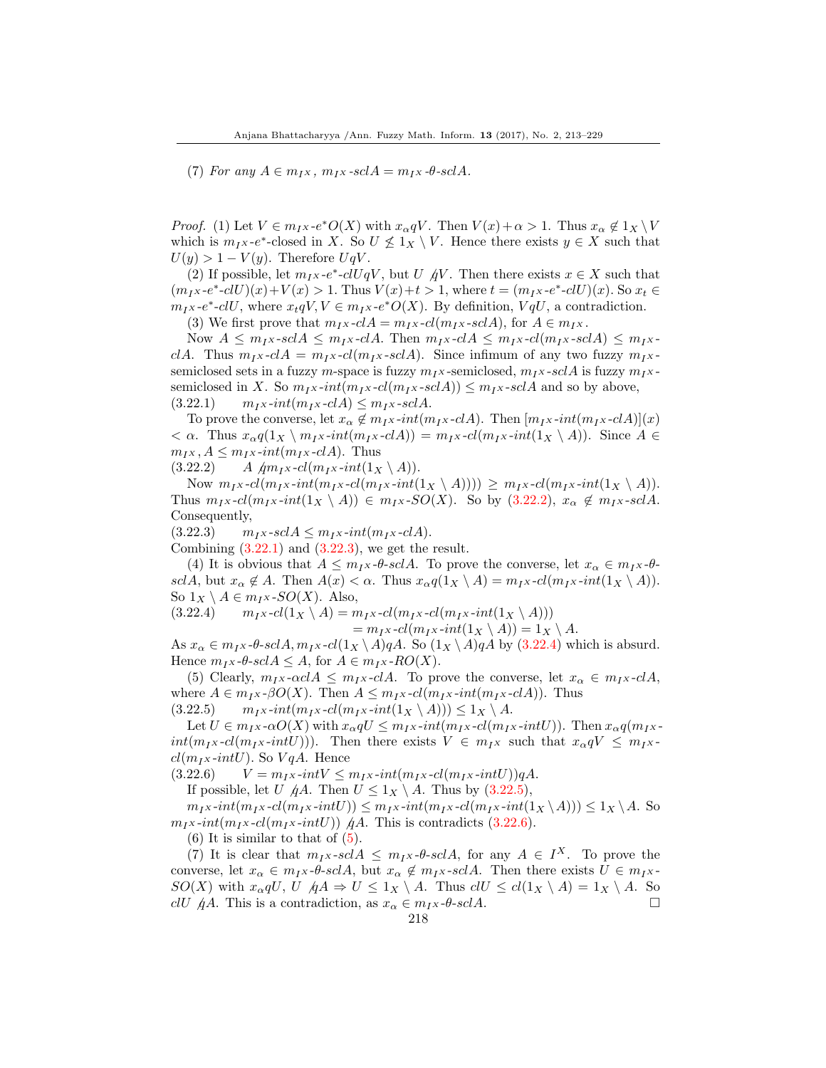(7) *For any* $A \in m_{I^X}$*,* $m_{I^X}$*-*$sclA = m_{I^X}$*-*$\theta$*-*$sclA$*.*

*Proof.* (1) Let $V \in m_{I^X}\text{-}e^*O(X)$ with $x_\alpha qV$. Then $V(x)+\alpha > 1$. Thus $x_\alpha \notin 1_X \setminus V$ which is $m_{I^X}$-$e^*$-closed in $X$. So $U \not\leq 1_X \setminus V$. Hence there exists $y \in X$ such that $U(y) > 1 - V(y)$. Therefore $UqV$.

(2) If possible, let $m_{I^X}\text{-}e^*\text{-}clUqV$, but $U \not{q} V$. Then there exists $x \in X$ such that $(m_{I^X}\text{-}e^*\text{-}clU)(x)+V(x) > 1$. Thus $V(x)+t > 1$, where $t = (m_{I^X}\text{-}e^*\text{-}clU)(x)$. So $x_t \in m_{I^X}\text{-}e^*\text{-}clU$, where $x_t qV, V \in m_{I^X}\text{-}e^*O(X)$. By definition, $VqU$, a contradiction.

(3) We first prove that $m_{I^X}\text{-}clA = m_{I^X}\text{-}cl(m_{I^X}\text{-}sclA)$, for $A \in m_{I^X}$.

Now $A \leq m_{I^X}\text{-}sclA \leq m_{I^X}\text{-}clA$. Then $m_{I^X}\text{-}clA \leq m_{I^X}\text{-}cl(m_{I^X}\text{-}sclA) \leq m_{I^X}\text{-}clA$. Thus $m_{I^X}\text{-}clA = m_{I^X}\text{-}cl(m_{I^X}\text{-}sclA)$. Since infimum of any two fuzzy $m_{I^X}$-semiclosed sets in a fuzzy $m$-space is fuzzy $m_{I^X}$-semiclosed, $m_{I^X}\text{-}sclA$ is fuzzy $m_{I^X}$-semiclosed in $X$. So $m_{I^X}\text{-}int(m_{I^X}\text{-}cl(m_{I^X}\text{-}sclA)) \leq m_{I^X}\text{-}sclA$ and so by above,

(3.22.1) $\quad m_{I^X}\text{-}int(m_{I^X}\text{-}clA) \leq m_{I^X}\text{-}sclA$.

To prove the converse, let $x_\alpha \notin m_{I^X}\text{-}int(m_{I^X}\text{-}clA)$. Then $[m_{I^X}\text{-}int(m_{I^X}\text{-}clA)](x) < \alpha$. Thus $x_\alpha q(1_X \setminus m_{I^X}\text{-}int(m_{I^X}\text{-}clA)) = m_{I^X}\text{-}cl(m_{I^X}\text{-}int(1_X \setminus A))$. Since $A \in m_{I^X}, A \leq m_{I^X}\text{-}int(m_{I^X}\text{-}clA)$. Thus

(3.22.2) $\quad A \not{q} m_{I^X}\text{-}cl(m_{I^X}\text{-}int(1_X \setminus A))$.

Now $m_{I^X}\text{-}cl(m_{I^X}\text{-}int(m_{I^X}\text{-}cl(m_{I^X}\text{-}int(1_X \setminus A)))) \geq m_{I^X}\text{-}cl(m_{I^X}\text{-}int(1_X \setminus A))$. Thus $m_{I^X}\text{-}cl(m_{I^X}\text{-}int(1_X \setminus A)) \in m_{I^X}\text{-}SO(X)$. So by (3.22.2), $x_\alpha \notin m_{I^X}\text{-}sclA$. Consequently,

(3.22.3) $\quad m_{I^X}\text{-}sclA \leq m_{I^X}\text{-}int(m_{I^X}\text{-}clA)$.

Combining (3.22.1) and (3.22.3), we get the result.

(4) It is obvious that $A \leq m_{I^X}\text{-}\theta\text{-}sclA$. To prove the converse, let $x_\alpha \in m_{I^X}\text{-}\theta\text{-}sclA$, but $x_\alpha \notin A$. Then $A(x) < \alpha$. Thus $x_\alpha q(1_X \setminus A) = m_{I^X}\text{-}cl(m_{I^X}\text{-}int(1_X \setminus A))$. So $1_X \setminus A \in m_{I^X}\text{-}SO(X)$. Also,

(3.22.4) $$\begin{aligned} m_{I^X}\text{-}cl(1_X \setminus A) &= m_{I^X}\text{-}cl(m_{I^X}\text{-}cl(m_{I^X}\text{-}int(1_X \setminus A))) \\ &= m_{I^X}\text{-}cl(m_{I^X}\text{-}int(1_X \setminus A)) = 1_X \setminus A. \end{aligned}$$

As $x_\alpha \in m_{I^X}\text{-}\theta\text{-}sclA, m_{I^X}\text{-}cl(1_X \setminus A)qA$. So $(1_X \setminus A)qA$ by (3.22.4) which is absurd. Hence $m_{I^X}\text{-}\theta\text{-}sclA \leq A$, for $A \in m_{I^X}\text{-}RO(X)$.

(5) Clearly, $m_{I^X}\text{-}\alpha clA \leq m_{I^X}\text{-}clA$. To prove the converse, let $x_\alpha \in m_{I^X}\text{-}clA$, where $A \in m_{I^X}\text{-}\beta O(X)$. Then $A \leq m_{I^X}\text{-}cl(m_{I^X}\text{-}int(m_{I^X}\text{-}clA))$. Thus

(3.22.5) $\quad m_{I^X}\text{-}int(m_{I^X}\text{-}cl(m_{I^X}\text{-}int(1_X \setminus A))) \leq 1_X \setminus A$.

Let $U \in m_{I^X}\text{-}\alpha O(X)$ with $x_\alpha qU \leq m_{I^X}\text{-}int(m_{I^X}\text{-}cl(m_{I^X}\text{-}intU))$. Then $x_\alpha q(m_{I^X}\text{-}int(m_{I^X}\text{-}cl(m_{I^X}\text{-}intU)))$. Then there exists $V \in m_{I^X}$ such that $x_\alpha qV \leq m_{I^X}\text{-}cl(m_{I^X}\text{-}intU)$. So $VqA$. Hence

(3.22.6) $\quad V = m_{I^X}\text{-}intV \leq m_{I^X}\text{-}int(m_{I^X}\text{-}cl(m_{I^X}\text{-}intU))qA$.

If possible, let $U \not{q} A$. Then $U \leq 1_X \setminus A$. Thus by (3.22.5),

$m_{I^X}\text{-}int(m_{I^X}\text{-}cl(m_{I^X}\text{-}intU)) \leq m_{I^X}\text{-}int(m_{I^X}\text{-}cl(m_{I^X}\text{-}int(1_X \setminus A))) \leq 1_X \setminus A$. So $m_{I^X}\text{-}int(m_{I^X}\text{-}cl(m_{I^X}\text{-}intU)) \not{q} A$. This is contradicts (3.22.6).

(6) It is similar to that of (5).

(7) It is clear that $m_{I^X}\text{-}sclA \leq m_{I^X}\text{-}\theta\text{-}sclA$, for any $A \in I^X$. To prove the converse, let $x_\alpha \in m_{I^X}\text{-}\theta\text{-}sclA$, but $x_\alpha \notin m_{I^X}\text{-}sclA$. Then there exists $U \in m_{I^X}\text{-}SO(X)$ with $x_\alpha qU$, $U \not{q} A \Rightarrow U \leq 1_X \setminus A$. Thus $clU \leq cl(1_X \setminus A) = 1_X \setminus A$. So $clU \not{q} A$. This is a contradiction, as $x_\alpha \in m_{I^X}\text{-}\theta\text{-}sclA$. $\square$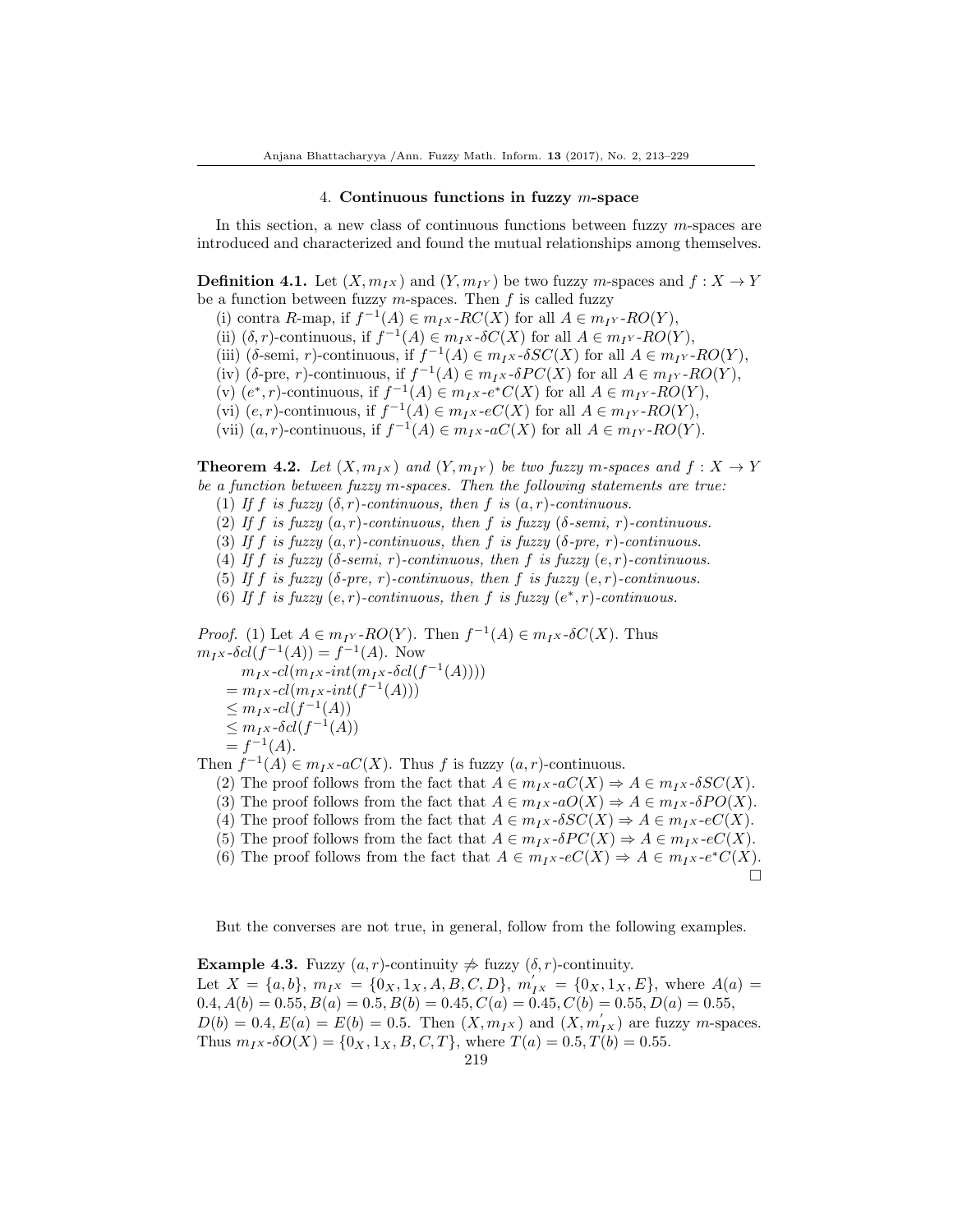### 4. Continuous functions in fuzzy $m$-space

In this section, a new class of continuous functions between fuzzy $m$-spaces are introduced and characterized and found the mutual relationships among themselves.

**Definition 4.1.** Let $(X, m_{I^X})$ and $(Y, m_{I^Y})$ be two fuzzy $m$-spaces and $f : X \to Y$ be a function between fuzzy $m$-spaces. Then $f$ is called fuzzy

(i) contra $R$-map, if $f^{-1}(A) \in m_{I^X}\text{-}RC(X)$ for all $A \in m_{I^Y}\text{-}RO(Y)$,

(ii) $(\delta, r)$-continuous, if $f^{-1}(A) \in m_{I^X}\text{-}\delta C(X)$ for all $A \in m_{I^Y}\text{-}RO(Y)$,

(iii) ($\delta$-semi, $r$)-continuous, if $f^{-1}(A) \in m_{I^X}\text{-}\delta SC(X)$ for all $A \in m_{I^Y}\text{-}RO(Y)$,

(iv) ($\delta$-pre, $r$)-continuous, if $f^{-1}(A) \in m_{I^X}\text{-}\delta PC(X)$ for all $A \in m_{I^Y}\text{-}RO(Y)$,

(v) $(e^*, r)$-continuous, if $f^{-1}(A) \in m_{I^X}\text{-}e^*C(X)$ for all $A \in m_{I^Y}\text{-}RO(Y)$,

(vi) $(e, r)$-continuous, if $f^{-1}(A) \in m_{I^X}\text{-}eC(X)$ for all $A \in m_{I^Y}\text{-}RO(Y)$,

(vii) $(a, r)$-continuous, if $f^{-1}(A) \in m_{I^X}\text{-}aC(X)$ for all $A \in m_{I^Y}\text{-}RO(Y)$.

**Theorem 4.2.** *Let $(X, m_{I^X})$ and $(Y, m_{I^Y})$ be two fuzzy $m$-spaces and $f : X \to Y$ be a function between fuzzy $m$-spaces. Then the following statements are true:*

(1) *If $f$ is fuzzy $(\delta, r)$-continuous, then $f$ is $(a, r)$-continuous.*

(2) *If $f$ is fuzzy $(a, r)$-continuous, then $f$ is fuzzy ($\delta$-semi, $r$)-continuous.*

(3) *If $f$ is fuzzy $(a, r)$-continuous, then $f$ is fuzzy ($\delta$-pre, $r$)-continuous.*

(4) *If $f$ is fuzzy ($\delta$-semi, $r$)-continuous, then $f$ is fuzzy $(e, r)$-continuous.*

(5) *If $f$ is fuzzy ($\delta$-pre, $r$)-continuous, then $f$ is fuzzy $(e, r)$-continuous.*

(6) *If $f$ is fuzzy $(e, r)$-continuous, then $f$ is fuzzy $(e^*, r)$-continuous.*

*Proof.* (1) Let $A \in m_{I^Y}\text{-}RO(Y)$. Then $f^{-1}(A) \in m_{I^X}\text{-}\delta C(X)$. Thus $m_{I^X}\text{-}\delta cl(f^{-1}(A)) = f^{-1}(A)$. Now

$$
\begin{aligned}
& m_{I^X}\text{-}cl(m_{I^X}\text{-}int(m_{I^X}\text{-}\delta cl(f^{-1}(A)))) \\
&= m_{I^X}\text{-}cl(m_{I^X}\text{-}int(f^{-1}(A))) \\
&\leq m_{I^X}\text{-}cl(f^{-1}(A)) \\
&\leq m_{I^X}\text{-}\delta cl(f^{-1}(A)) \\
&= f^{-1}(A).
\end{aligned}
$$

Then $f^{-1}(A) \in m_{I^X}\text{-}aC(X)$. Thus $f$ is fuzzy $(a, r)$-continuous.

(2) The proof follows from the fact that $A \in m_{I^X}\text{-}aC(X) \Rightarrow A \in m_{I^X}\text{-}\delta SC(X)$.

(3) The proof follows from the fact that $A \in m_{I^X}\text{-}aO(X) \Rightarrow A \in m_{I^X}\text{-}\delta PO(X)$.

(4) The proof follows from the fact that $A \in m_{I^X}\text{-}\delta SC(X) \Rightarrow A \in m_{I^X}\text{-}eC(X)$.

(5) The proof follows from the fact that $A \in m_{I^X}\text{-}\delta PC(X) \Rightarrow A \in m_{I^X}\text{-}eC(X)$.

(6) The proof follows from the fact that $A \in m_{I^X}\text{-}eC(X) \Rightarrow A \in m_{I^X}\text{-}e^*C(X)$. □

But the converses are not true, in general, follow from the following examples.

**Example 4.3.** Fuzzy $(a, r)$-continuity $\not\Rightarrow$ fuzzy $(\delta, r)$-continuity.
Let $X = \{a, b\}$, $m_{I^X} = \{0_X, 1_X, A, B, C, D\}$, $m'_{I^X} = \{0_X, 1_X, E\}$, where $A(a) = 0.4, A(b) = 0.55, B(a) = 0.5, B(b) = 0.45, C(a) = 0.45, C(b) = 0.55, D(a) = 0.55,$ $D(b) = 0.4, E(a) = E(b) = 0.5$. Then $(X, m_{I^X})$ and $(X, m'_{I^X})$ are fuzzy $m$-spaces. Thus $m_{I^X}\text{-}\delta O(X) = \{0_X, 1_X, B, C, T\}$, where $T(a) = 0.5, T(b) = 0.55$.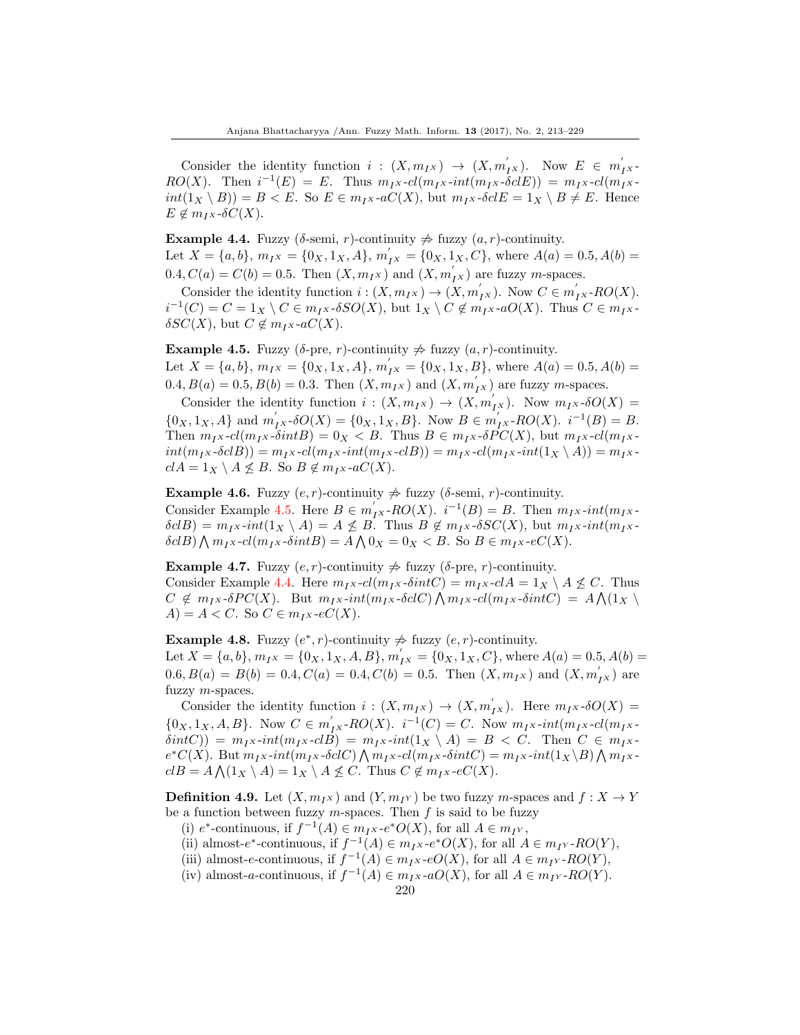Consider the identity function $i : (X, m_{I^X}) \to (X, m'_{I^X})$. Now $E \in m'_{I^X}$-$RO(X)$. Then $i^{-1}(E) = E$. Thus $m_{I^X}$-$cl(m_{I^X}$-$int(m_{I^X}$-$\delta clE)) = m_{I^X}$-$cl(m_{I^X}$-$int(1_X \setminus B)) = B < E$. So $E \in m_{I^X}$-$aC(X)$, but $m_{I^X}$-$\delta clE = 1_X \setminus B \neq E$. Hence $E \notin m_{I^X}$-$\delta C(X)$.

**Example 4.4.** Fuzzy ($\delta$-semi, $r$)-continuity $\not\Rightarrow$ fuzzy $(a, r)$-continuity.
Let $X = \{a, b\}$, $m_{I^X} = \{0_X, 1_X, A\}$, $m'_{I^X} = \{0_X, 1_X, C\}$, where $A(a) = 0.5, A(b) = 0.4, C(a) = C(b) = 0.5$. Then $(X, m_{I^X})$ and $(X, m'_{I^X})$ are fuzzy $m$-spaces.

Consider the identity function $i : (X, m_{I^X}) \to (X, m'_{I^X})$. Now $C \in m'_{I^X}$-$RO(X)$. $i^{-1}(C) = C = 1_X \setminus C \in m_{I^X}$-$\delta SO(X)$, but $1_X \setminus C \notin m_{I^X}$-$aO(X)$. Thus $C \in m_{I^X}$-$\delta SC(X)$, but $C \notin m_{I^X}$-$aC(X)$.

**Example 4.5.** Fuzzy ($\delta$-pre, $r$)-continuity $\not\Rightarrow$ fuzzy $(a, r)$-continuity.
Let $X = \{a, b\}$, $m_{I^X} = \{0_X, 1_X, A\}$, $m'_{I^X} = \{0_X, 1_X, B\}$, where $A(a) = 0.5, A(b) = 0.4, B(a) = 0.5, B(b) = 0.3$. Then $(X, m_{I^X})$ and $(X, m'_{I^X})$ are fuzzy $m$-spaces.

Consider the identity function $i : (X, m_{I^X}) \to (X, m'_{I^X})$. Now $m_{I^X}$-$\delta O(X) = \{0_X, 1_X, A\}$ and $m'_{I^X}$-$\delta O(X) = \{0_X, 1_X, B\}$. Now $B \in m'_{I^X}$-$RO(X)$. $i^{-1}(B) = B$. Then $m_{I^X}$-$cl(m_{I^X}$-$\delta intB) = 0_X < B$. Thus $B \in m_{I^X}$-$\delta PC(X)$, but $m_{I^X}$-$cl(m_{I^X}$-$int(m_{I^X}$-$\delta clB)) = m_{I^X}$-$cl(m_{I^X}$-$int(m_{I^X}$-$clB)) = m_{I^X}$-$cl(m_{I^X}$-$int(1_X \setminus A)) = m_{I^X}$-$clA = 1_X \setminus A \not\leq B$. So $B \notin m_{I^X}$-$aC(X)$.

**Example 4.6.** Fuzzy $(e, r)$-continuity $\not\Rightarrow$ fuzzy ($\delta$-semi, $r$)-continuity.
Consider Example 4.5. Here $B \in m'_{I^X}$-$RO(X)$. $i^{-1}(B) = B$. Then $m_{I^X}$-$int(m_{I^X}$-$\delta clB) = m_{I^X}$-$int(1_X \setminus A) = A \not\leq B$. Thus $B \notin m_{I^X}$-$\delta SC(X)$, but $m_{I^X}$-$int(m_{I^X}$-$\delta clB) \bigwedge m_{I^X}$-$cl(m_{I^X}$-$\delta intB) = A \bigwedge 0_X = 0_X < B$. So $B \in m_{I^X}$-$eC(X)$.

**Example 4.7.** Fuzzy $(e, r)$-continuity $\not\Rightarrow$ fuzzy ($\delta$-pre, $r$)-continuity.
Consider Example 4.4. Here $m_{I^X}$-$cl(m_{I^X}$-$\delta intC) = m_{I^X}$-$clA = 1_X \setminus A \not\leq C$. Thus $C \notin m_{I^X}$-$\delta PC(X)$. But $m_{I^X}$-$int(m_{I^X}$-$\delta clC) \bigwedge m_{I^X}$-$cl(m_{I^X}$-$\delta intC) = A \bigwedge (1_X \setminus A) = A < C$. So $C \in m_{I^X}$-$eC(X)$.

**Example 4.8.** Fuzzy $(e^*, r)$-continuity $\not\Rightarrow$ fuzzy $(e, r)$-continuity.
Let $X = \{a, b\}$, $m_{I^X} = \{0_X, 1_X, A, B\}$, $m'_{I^X} = \{0_X, 1_X, C\}$, where $A(a) = 0.5, A(b) = 0.6, B(a) = B(b) = 0.4, C(a) = 0.4, C(b) = 0.5$. Then $(X, m_{I^X})$ and $(X, m'_{I^X})$ are fuzzy $m$-spaces.

Consider the identity function $i : (X, m_{I^X}) \to (X, m'_{I^X})$. Here $m_{I^X}$-$\delta O(X) = \{0_X, 1_X, A, B\}$. Now $C \in m'_{I^X}$-$RO(X)$. $i^{-1}(C) = C$. Now $m_{I^X}$-$int(m_{I^X}$-$cl(m_{I^X}$-$\delta intC)) = m_{I^X}$-$int(m_{I^X}$-$clB) = m_{I^X}$-$int(1_X \setminus A) = B < C$. Then $C \in m_{I^X}$-$e^*C(X)$. But $m_{I^X}$-$int(m_{I^X}$-$\delta clC) \bigwedge m_{I^X}$-$cl(m_{I^X}$-$\delta intC) = m_{I^X}$-$int(1_X \setminus B) \bigwedge m_{I^X}$-$clB = A \bigwedge (1_X \setminus A) = 1_X \setminus A \not\leq C$. Thus $C \notin m_{I^X}$-$eC(X)$.

**Definition 4.9.** Let $(X, m_{I^X})$ and $(Y, m_{I^Y})$ be two fuzzy $m$-spaces and $f : X \to Y$ be a function between fuzzy $m$-spaces. Then $f$ is said to be fuzzy

(i) $e^*$-continuous, if $f^{-1}(A) \in m_{I^X}$-$e^*O(X)$, for all $A \in m_{I^Y}$,
(ii) almost-$e^*$-continuous, if $f^{-1}(A) \in m_{I^X}$-$e^*O(X)$, for all $A \in m_{I^Y}$-$RO(Y)$,
(iii) almost-$e$-continuous, if $f^{-1}(A) \in m_{I^X}$-$eO(X)$, for all $A \in m_{I^Y}$-$RO(Y)$,
(iv) almost-$a$-continuous, if $f^{-1}(A) \in m_{I^X}$-$aO(X)$, for all $A \in m_{I^Y}$-$RO(Y)$.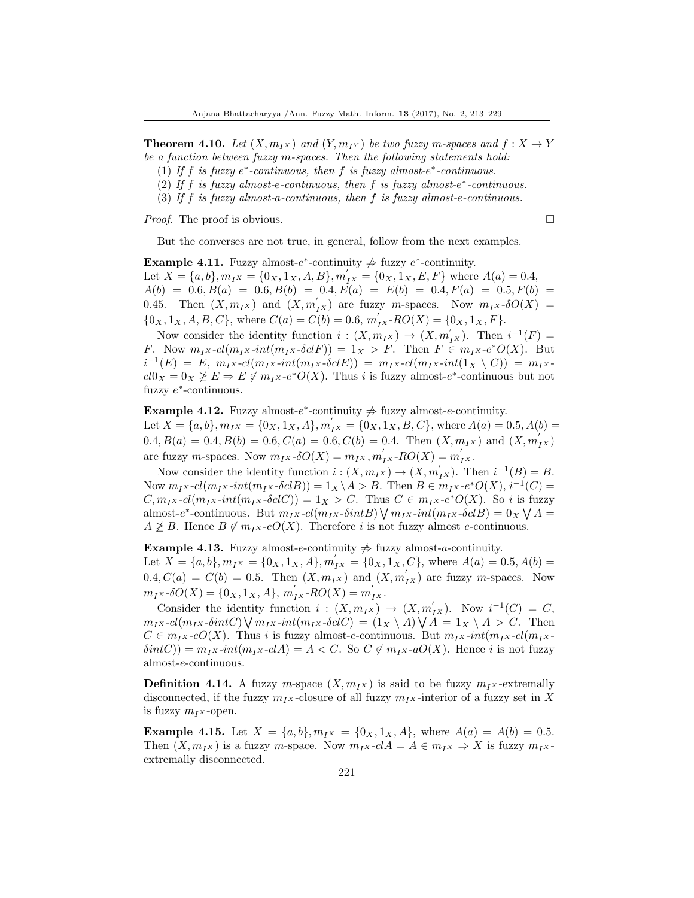**Theorem 4.10.** *Let $(X, m_{I^X})$ and $(Y, m_{I^Y})$ be two fuzzy m-spaces and $f : X \to Y$ be a function between fuzzy m-spaces. Then the following statements hold:*

(1) *If $f$ is fuzzy $e^*$-continuous, then $f$ is fuzzy almost-$e^*$-continuous.*

(2) *If $f$ is fuzzy almost-e-continuous, then $f$ is fuzzy almost-$e^*$-continuous.*

(3) *If $f$ is fuzzy almost-a-continuous, then $f$ is fuzzy almost-e-continuous.*

*Proof.* The proof is obvious. □

But the converses are not true, in general, follow from the next examples.

**Example 4.11.** Fuzzy almost-$e^*$-continuity $\not\Rightarrow$ fuzzy $e^*$-continuity.
Let $X = \{a, b\}, m_{I^X} = \{0_X, 1_X, A, B\}, m'_{I^X} = \{0_X, 1_X, E, F\}$ where $A(a) = 0.4$, $A(b) = 0.6, B(a) = 0.6, B(b) = 0.4, E(a) = E(b) = 0.4, F(a) = 0.5, F(b) = 0.45$. Then $(X, m_{I^X})$ and $(X, m'_{I^X})$ are fuzzy $m$-spaces. Now $m_{I^X}$-$\delta O(X) = \{0_X, 1_X, A, B, C\}$, where $C(a) = C(b) = 0.6$, $m'_{I^X}$-$RO(X) = \{0_X, 1_X, F\}$.

Now consider the identity function $i : (X, m_{I^X}) \to (X, m'_{I^X})$. Then $i^{-1}(F) = F$. Now $m_{I^X}$-$cl(m_{I^X}$-$int(m_{I^X}$-$\delta clF)) = 1_X > F$. Then $F \in m_{I^X}$-$e^*O(X)$. But $i^{-1}(E) = E$, $m_{I^X}$-$cl(m_{I^X}$-$int(m_{I^X}$-$\delta clE)) = m_{I^X}$-$cl(m_{I^X}$-$int(1_X \setminus C)) = m_{I^X}$-$cl0_X = 0_X \not\geq E \Rightarrow E \notin m_{I^X}$-$e^*O(X)$. Thus $i$ is fuzzy almost-$e^*$-continuous but not fuzzy $e^*$-continuous.

**Example 4.12.** Fuzzy almost-$e^*$-continuity $\not\Rightarrow$ fuzzy almost-$e$-continuity.
Let $X = \{a, b\}, m_{I^X} = \{0_X, 1_X, A\}, m'_{I^X} = \{0_X, 1_X, B, C\}$, where $A(a) = 0.5, A(b) = 0.4, B(a) = 0.4, B(b) = 0.6, C(a) = 0.6, C(b) = 0.4$. Then $(X, m_{I^X})$ and $(X, m'_{I^X})$ are fuzzy $m$-spaces. Now $m_{I^X}$-$\delta O(X) = m_{I^X}, m'_{I^X}$-$RO(X) = m'_{I^X}$.

Now consider the identity function $i : (X, m_{I^X}) \to (X, m'_{I^X})$. Then $i^{-1}(B) = B$. Now $m_{I^X}$-$cl(m_{I^X}$-$int(m_{I^X}$-$\delta clB)) = 1_X \setminus A > B$. Then $B \in m_{I^X}$-$e^*O(X)$, $i^{-1}(C) = C, m_{I^X}$-$cl(m_{I^X}$-$int(m_{I^X}$-$\delta clC)) = 1_X > C$. Thus $C \in m_{I^X}$-$e^*O(X)$. So $i$ is fuzzy almost-$e^*$-continuous. But $m_{I^X}$-$cl(m_{I^X}$-$\delta intB) \bigvee m_{I^X}$-$int(m_{I^X}$-$\delta clB) = 0_X \bigvee A = A \not\geq B$. Hence $B \notin m_{I^X}$-$eO(X)$. Therefore $i$ is not fuzzy almost $e$-continuous.

**Example 4.13.** Fuzzy almost-$e$-continuity $\not\Rightarrow$ fuzzy almost-$a$-continuity.
Let $X = \{a, b\}, m_{I^X} = \{0_X, 1_X, A\}, m'_{I^X} = \{0_X, 1_X, C\}$, where $A(a) = 0.5, A(b) = 0.4, C(a) = C(b) = 0.5$. Then $(X, m_{I^X})$ and $(X, m'_{I^X})$ are fuzzy $m$-spaces. Now $m_{I^X}$-$\delta O(X) = \{0_X, 1_X, A\}$, $m'_{I^X}$-$RO(X) = m'_{I^X}$.

Consider the identity function $i : (X, m_{I^X}) \to (X, m'_{I^X})$. Now $i^{-1}(C) = C$, $m_{I^X}$-$cl(m_{I^X}$-$\delta intC) \bigvee m_{I^X}$-$int(m_{I^X}$-$\delta clC) = (1_X \setminus A) \bigvee A = 1_X \setminus A > C$. Then $C \in m_{I^X}$-$eO(X)$. Thus $i$ is fuzzy almost-$e$-continuous. But $m_{I^X}$-$int(m_{I^X}$-$cl(m_{I^X}$-$\delta intC)) = m_{I^X}$-$int(m_{I^X}$-$clA) = A < C$. So $C \notin m_{I^X}$-$aO(X)$. Hence $i$ is not fuzzy almost-$e$-continuous.

**Definition 4.14.** A fuzzy $m$-space $(X, m_{I^X})$ is said to be fuzzy $m_{I^X}$-extremally disconnected, if the fuzzy $m_{I^X}$-closure of all fuzzy $m_{I^X}$-interior of a fuzzy set in $X$ is fuzzy $m_{I^X}$-open.

**Example 4.15.** Let $X = \{a, b\}, m_{I^X} = \{0_X, 1_X, A\}$, where $A(a) = A(b) = 0.5$. Then $(X, m_{I^X})$ is a fuzzy $m$-space. Now $m_{I^X}$-$clA = A \in m_{I^X} \Rightarrow X$ is fuzzy $m_{I^X}$-extremally disconnected.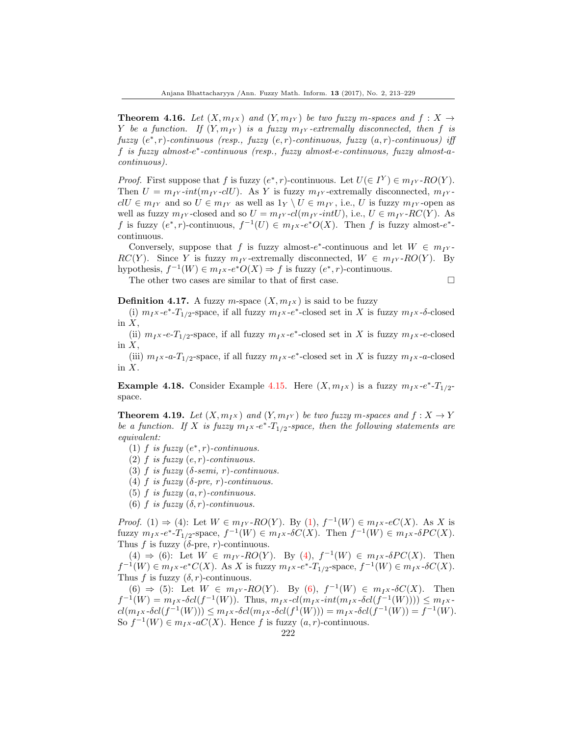**Theorem 4.16.** *Let $(X, m_{I^X})$ and $(Y, m_{I^Y})$ be two fuzzy m-spaces and $f : X \to Y$ be a function. If $(Y, m_{I^Y})$ is a fuzzy $m_{I^Y}$-extremally disconnected, then $f$ is fuzzy $(e^*, r)$-continuous (resp., fuzzy $(e, r)$-continuous, fuzzy $(a, r)$-continuous) iff $f$ is fuzzy almost-$e^*$-continuous (resp., fuzzy almost-e-continuous, fuzzy almost-a-continuous).*

*Proof.* First suppose that $f$ is fuzzy $(e^*, r)$-continuous. Let $U(\in I^Y) \in m_{I^Y}\text{-}RO(Y)$. Then $U = m_{I^Y}\text{-}int(m_{I^Y}\text{-}clU)$. As $Y$ is fuzzy $m_{I^Y}$-extremally disconnected, $m_{I^Y}\text{-}clU \in m_{I^Y}$ and so $U \in m_{I^Y}$ as well as $1_Y \setminus U \in m_{I^Y}$, i.e., $U$ is fuzzy $m_{I^Y}$-open as well as fuzzy $m_{I^Y}$-closed and so $U = m_{I^Y}\text{-}cl(m_{I^Y}\text{-}intU)$, i.e., $U \in m_{I^Y}\text{-}RC(Y)$. As $f$ is fuzzy $(e^*, r)$-continuous, $f^{-1}(U) \in m_{I^X}\text{-}e^*O(X)$. Then $f$ is fuzzy almost-$e^*$-continuous.

Conversely, suppose that $f$ is fuzzy almost-$e^*$-continuous and let $W \in m_{I^Y}\text{-}RC(Y)$. Since $Y$ is fuzzy $m_{I^Y}$-extremally disconnected, $W \in m_{I^Y}\text{-}RO(Y)$. By hypothesis, $f^{-1}(W) \in m_{I^X}\text{-}e^*O(X) \Rightarrow f$ is fuzzy $(e^*, r)$-continuous.

The other two cases are similar to that of first case. □

**Definition 4.17.** A fuzzy $m$-space $(X, m_{I^X})$ is said to be fuzzy

(i) $m_{I^X}\text{-}e^*\text{-}T_{1/2}$-space, if all fuzzy $m_{I^X}\text{-}e^*$-closed set in $X$ is fuzzy $m_{I^X}\text{-}\delta$-closed in $X$,

(ii) $m_{I^X}\text{-}e\text{-}T_{1/2}$-space, if all fuzzy $m_{I^X}\text{-}e^*$-closed set in $X$ is fuzzy $m_{I^X}\text{-}e$-closed in $X$,

(iii) $m_{I^X}\text{-}a\text{-}T_{1/2}$-space, if all fuzzy $m_{I^X}\text{-}e^*$-closed set in $X$ is fuzzy $m_{I^X}\text{-}a$-closed in $X$.

**Example 4.18.** Consider Example 4.15. Here $(X, m_{I^X})$ is a fuzzy $m_{I^X}\text{-}e^*\text{-}T_{1/2}$-space.

**Theorem 4.19.** *Let $(X, m_{I^X})$ and $(Y, m_{I^Y})$ be two fuzzy m-spaces and $f : X \to Y$ be a function. If $X$ is fuzzy $m_{I^X}\text{-}e^*\text{-}T_{1/2}$-space, then the following statements are equivalent:*

(1) *$f$ is fuzzy $(e^*, r)$-continuous.*
(2) *$f$ is fuzzy $(e, r)$-continuous.*
(3) *$f$ is fuzzy $(\delta$-semi, $r)$-continuous.*
(4) *$f$ is fuzzy $(\delta$-pre, $r)$-continuous.*
(5) *$f$ is fuzzy $(a, r)$-continuous.*
(6) *$f$ is fuzzy $(\delta, r)$-continuous.*

*Proof.* (1) ⇒ (4): Let $W \in m_{I^Y}\text{-}RO(Y)$. By (1), $f^{-1}(W) \in m_{I^X}\text{-}eC(X)$. As $X$ is fuzzy $m_{I^X}\text{-}e^*\text{-}T_{1/2}$-space, $f^{-1}(W) \in m_{I^X}\text{-}\delta C(X)$. Then $f^{-1}(W) \in m_{I^X}\text{-}\delta PC(X)$. Thus $f$ is fuzzy ($\delta$-pre, $r$)-continuous.

(4) ⇒ (6): Let $W \in m_{I^Y}\text{-}RO(Y)$. By (4), $f^{-1}(W) \in m_{I^X}\text{-}\delta PC(X)$. Then $f^{-1}(W) \in m_{I^X}\text{-}e^*C(X)$. As $X$ is fuzzy $m_{I^X}\text{-}e^*\text{-}T_{1/2}$-space, $f^{-1}(W) \in m_{I^X}\text{-}\delta C(X)$. Thus $f$ is fuzzy $(\delta, r)$-continuous.

(6) ⇒ (5): Let $W \in m_{I^Y}\text{-}RO(Y)$. By (6), $f^{-1}(W) \in m_{I^X}\text{-}\delta C(X)$. Then $f^{-1}(W) = m_{I^X}\text{-}\delta cl(f^{-1}(W))$. Thus, $m_{I^X}\text{-}cl(m_{I^X}\text{-}int(m_{I^X}\text{-}\delta cl(f^{-1}(W)))) \leq m_{I^X}\text{-}cl(m_{I^X}\text{-}\delta cl(f^{-1}(W))) \leq m_{I^X}\text{-}\delta cl(m_{I^X}\text{-}\delta cl(f^{1}(W))) = m_{I^X}\text{-}\delta cl(f^{-1}(W)) = f^{-1}(W)$. So $f^{-1}(W) \in m_{I^X}\text{-}aC(X)$. Hence $f$ is fuzzy $(a, r)$-continuous.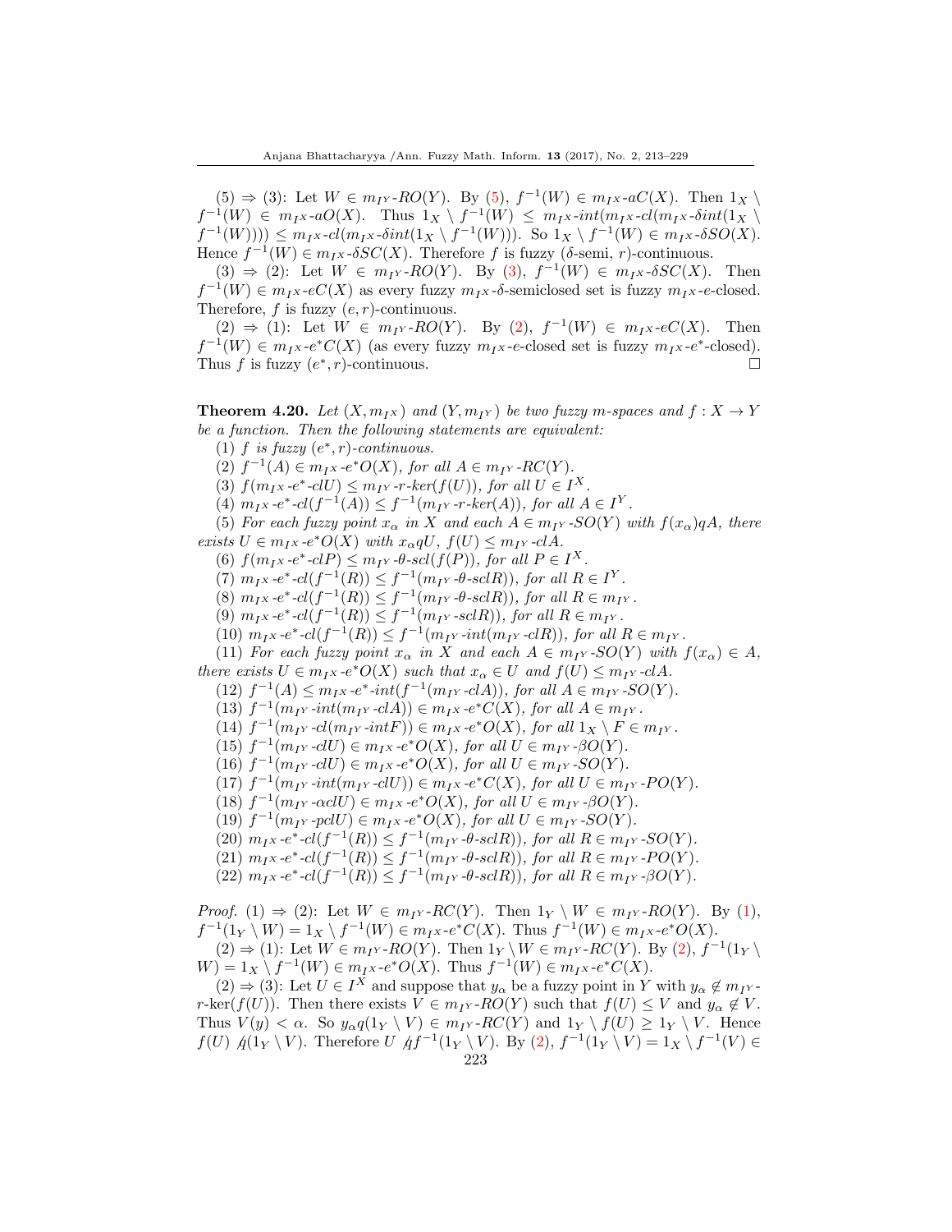(5) ⇒ (3): Let $W \in m_{I^Y}\text{-}RO(Y)$. By (5), $f^{-1}(W) \in m_{I^X}\text{-}aC(X)$. Then $1_X \setminus f^{-1}(W) \in m_{I^X}\text{-}aO(X)$. Thus $1_X \setminus f^{-1}(W) \leq m_{I^X}\text{-}int(m_{I^X}\text{-}cl(m_{I^X}\text{-}\delta int(1_X \setminus f^{-1}(W)))) \leq m_{I^X}\text{-}cl(m_{I^X}\text{-}\delta int(1_X \setminus f^{-1}(W)))$. So $1_X \setminus f^{-1}(W) \in m_{I^X}\text{-}\delta SO(X)$. Hence $f^{-1}(W) \in m_{I^X}\text{-}\delta SC(X)$. Therefore $f$ is fuzzy ($\delta$-semi, $r$)-continuous.

(3) ⇒ (2): Let $W \in m_{I^Y}\text{-}RO(Y)$. By (3), $f^{-1}(W) \in m_{I^X}\text{-}\delta SC(X)$. Then $f^{-1}(W) \in m_{I^X}\text{-}eC(X)$ as every fuzzy $m_{I^X}$-$\delta$-semiclosed set is fuzzy $m_{I^X}$-$e$-closed. Therefore, $f$ is fuzzy $(e, r)$-continuous.

(2) ⇒ (1): Let $W \in m_{I^Y}\text{-}RO(Y)$. By (2), $f^{-1}(W) \in m_{I^X}\text{-}eC(X)$. Then $f^{-1}(W) \in m_{I^X}\text{-}e^*C(X)$ (as every fuzzy $m_{I^X}$-$e$-closed set is fuzzy $m_{I^X}$-$e^*$-closed). Thus $f$ is fuzzy $(e^*, r)$-continuous. □

**Theorem 4.20.** *Let $(X, m_{I^X})$ and $(Y, m_{I^Y})$ be two fuzzy m-spaces and $f : X \to Y$ be a function. Then the following statements are equivalent:*

(1) *$f$ is fuzzy $(e^*, r)$-continuous.*

(2) *$f^{-1}(A) \in m_{I^X}\text{-}e^*O(X)$, for all $A \in m_{I^Y}\text{-}RC(Y)$.*

(3) *$f(m_{I^X}\text{-}e^*\text{-}clU) \leq m_{I^Y}\text{-}r\text{-}ker(f(U))$, for all $U \in I^X$.*

(4) *$m_{I^X}\text{-}e^*\text{-}cl(f^{-1}(A)) \leq f^{-1}(m_{I^Y}\text{-}r\text{-}ker(A))$, for all $A \in I^Y$.*

(5) *For each fuzzy point $x_\alpha$ in $X$ and each $A \in m_{I^Y}\text{-}SO(Y)$ with $f(x_\alpha)qA$, there exists $U \in m_{I^X}\text{-}e^*O(X)$ with $x_\alpha qU$, $f(U) \leq m_{I^Y}\text{-}clA$.*

(6) *$f(m_{I^X}\text{-}e^*\text{-}clP) \leq m_{I^Y}\text{-}\theta\text{-}scl(f(P))$, for all $P \in I^X$.*

(7) *$m_{I^X}\text{-}e^*\text{-}cl(f^{-1}(R)) \leq f^{-1}(m_{I^Y}\text{-}\theta\text{-}sclR))$, for all $R \in I^Y$.*

(8) *$m_{I^X}\text{-}e^*\text{-}cl(f^{-1}(R)) \leq f^{-1}(m_{I^Y}\text{-}\theta\text{-}sclR))$, for all $R \in m_{I^Y}$.*

(9) *$m_{I^X}\text{-}e^*\text{-}cl(f^{-1}(R)) \leq f^{-1}(m_{I^Y}\text{-}sclR))$, for all $R \in m_{I^Y}$.*

(10) *$m_{I^X}\text{-}e^*\text{-}cl(f^{-1}(R)) \leq f^{-1}(m_{I^Y}\text{-}int(m_{I^Y}\text{-}clR))$, for all $R \in m_{I^Y}$.*

(11) *For each fuzzy point $x_\alpha$ in $X$ and each $A \in m_{I^Y}\text{-}SO(Y)$ with $f(x_\alpha) \in A$, there exists $U \in m_{I^X}\text{-}e^*O(X)$ such that $x_\alpha \in U$ and $f(U) \leq m_{I^Y}\text{-}clA$.*

(12) *$f^{-1}(A) \leq m_{I^X}\text{-}e^*\text{-}int(f^{-1}(m_{I^Y}\text{-}clA))$, for all $A \in m_{I^Y}\text{-}SO(Y)$.*

(13) *$f^{-1}(m_{I^Y}\text{-}int(m_{I^Y}\text{-}clA)) \in m_{I^X}\text{-}e^*C(X)$, for all $A \in m_{I^Y}$.*

(14) *$f^{-1}(m_{I^Y}\text{-}cl(m_{I^Y}\text{-}intF)) \in m_{I^X}\text{-}e^*O(X)$, for all $1_X \setminus F \in m_{I^Y}$.*

(15) *$f^{-1}(m_{I^Y}\text{-}clU) \in m_{I^X}\text{-}e^*O(X)$, for all $U \in m_{I^Y}\text{-}\beta O(Y)$.*

(16) *$f^{-1}(m_{I^Y}\text{-}clU) \in m_{I^X}\text{-}e^*O(X)$, for all $U \in m_{I^Y}\text{-}SO(Y)$.*

(17) *$f^{-1}(m_{I^Y}\text{-}int(m_{I^Y}\text{-}clU)) \in m_{I^X}\text{-}e^*C(X)$, for all $U \in m_{I^Y}\text{-}PO(Y)$.*

(18) *$f^{-1}(m_{I^Y}\text{-}\alpha clU) \in m_{I^X}\text{-}e^*O(X)$, for all $U \in m_{I^Y}\text{-}\beta O(Y)$.*

(19) *$f^{-1}(m_{I^Y}\text{-}pclU) \in m_{I^X}\text{-}e^*O(X)$, for all $U \in m_{I^Y}\text{-}SO(Y)$.*

(20) *$m_{I^X}\text{-}e^*\text{-}cl(f^{-1}(R)) \leq f^{-1}(m_{I^Y}\text{-}\theta\text{-}sclR))$, for all $R \in m_{I^Y}\text{-}SO(Y)$.*

(21) *$m_{I^X}\text{-}e^*\text{-}cl(f^{-1}(R)) \leq f^{-1}(m_{I^Y}\text{-}\theta\text{-}sclR))$, for all $R \in m_{I^Y}\text{-}PO(Y)$.*

(22) *$m_{I^X}\text{-}e^*\text{-}cl(f^{-1}(R)) \leq f^{-1}(m_{I^Y}\text{-}\theta\text{-}sclR))$, for all $R \in m_{I^Y}\text{-}\beta O(Y)$.*

*Proof.* (1) ⇒ (2): Let $W \in m_{I^Y}\text{-}RC(Y)$. Then $1_Y \setminus W \in m_{I^Y}\text{-}RO(Y)$. By (1), $f^{-1}(1_Y \setminus W) = 1_X \setminus f^{-1}(W) \in m_{I^X}\text{-}e^*C(X)$. Thus $f^{-1}(W) \in m_{I^X}\text{-}e^*O(X)$.

(2) ⇒ (1): Let $W \in m_{I^Y}\text{-}RO(Y)$. Then $1_Y \setminus W \in m_{I^Y}\text{-}RC(Y)$. By (2), $f^{-1}(1_Y \setminus W) = 1_X \setminus f^{-1}(W) \in m_{I^X}\text{-}e^*O(X)$. Thus $f^{-1}(W) \in m_{I^X}\text{-}e^*C(X)$.

(2) ⇒ (3): Let $U \in I^X$ and suppose that $y_\alpha$ be a fuzzy point in $Y$ with $y_\alpha \notin m_{I^Y}\text{-}r\text{-}ker(f(U))$. Then there exists $V \in m_{I^Y}\text{-}RO(Y)$ such that $f(U) \leq V$ and $y_\alpha \notin V$. Thus $V(y) < \alpha$. So $y_\alpha q(1_Y \setminus V) \in m_{I^Y}\text{-}RC(Y)$ and $1_Y \setminus f(U) \geq 1_Y \setminus V$. Hence $f(U) \not{q} (1_Y \setminus V)$. Therefore $U \not{q} f^{-1}(1_Y \setminus V)$. By (2), $f^{-1}(1_Y \setminus V) = 1_X \setminus f^{-1}(V) \in$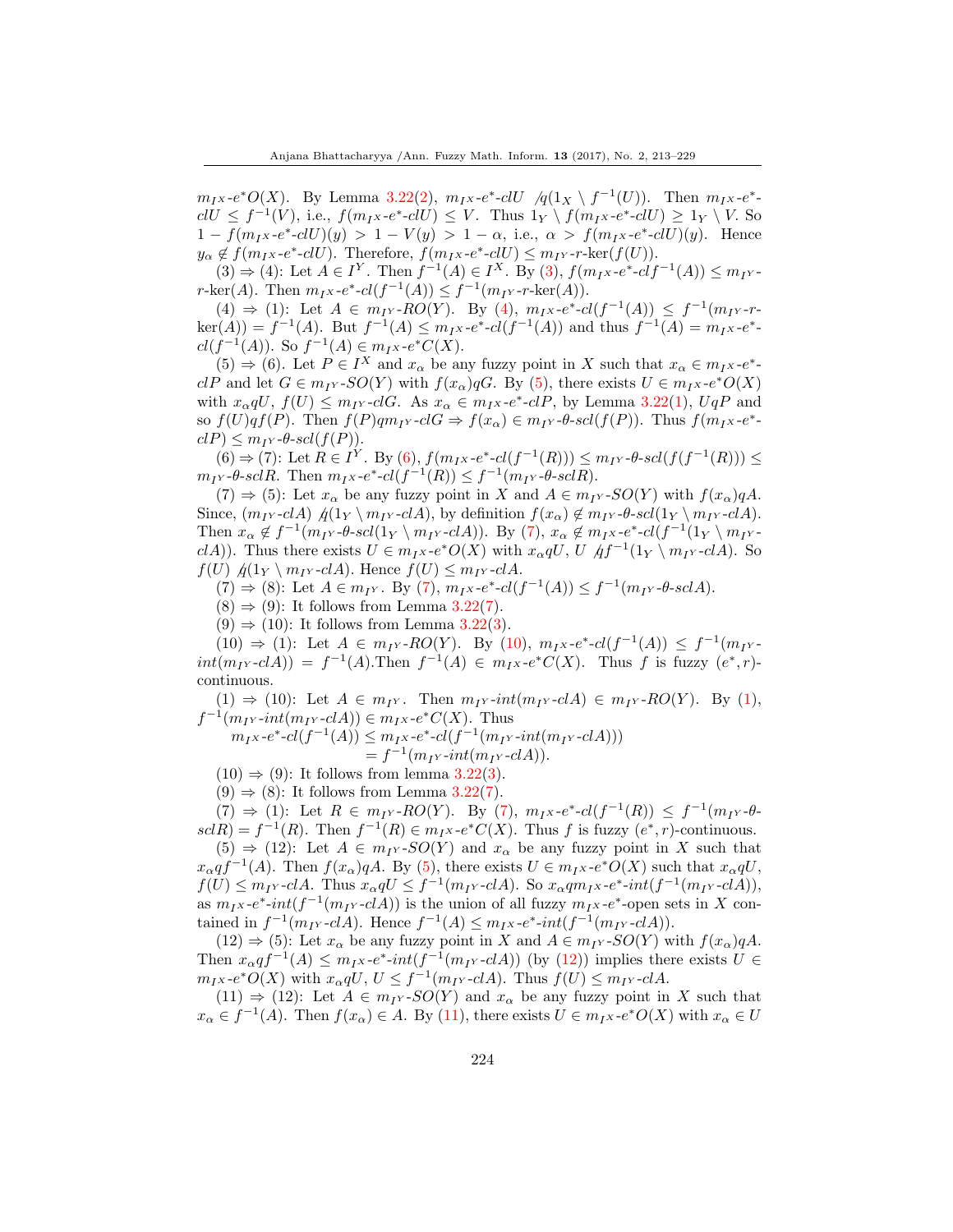$m_{I^X}$-$e^*O(X)$. By Lemma 3.22(2), $m_{I^X}$-$e^*$-$clU$ $\not q(1_X \setminus f^{-1}(U))$. Then $m_{I^X}$-$e^*$-$clU \leq f^{-1}(V)$, i.e., $f(m_{I^X}$-$e^*$-$clU) \leq V$. Thus $1_Y \setminus f(m_{I^X}$-$e^*$-$clU) \geq 1_Y \setminus V$. So $1 - f(m_{I^X}$-$e^*$-$clU)(y) > 1 - V(y) > 1 - \alpha$, i.e., $\alpha > f(m_{I^X}$-$e^*$-$clU)(y)$. Hence $y_\alpha \notin f(m_{I^X}$-$e^*$-$clU)$. Therefore, $f(m_{I^X}$-$e^*$-$clU) \leq m_{I^Y}$-$r$-$\ker(f(U))$.

(3) $\Rightarrow$ (4): Let $A \in I^Y$. Then $f^{-1}(A) \in I^X$. By (3), $f(m_{I^X}$-$e^*$-$clf^{-1}(A)) \leq m_{I^Y}$-$r$-$\ker(A)$. Then $m_{I^X}$-$e^*$-$cl(f^{-1}(A)) \leq f^{-1}(m_{I^Y}$-$r$-$\ker(A))$.

(4) $\Rightarrow$ (1): Let $A \in m_{I^Y}$-$RO(Y)$. By (4), $m_{I^X}$-$e^*$-$cl(f^{-1}(A)) \leq f^{-1}(m_{I^Y}$-$r$-$\ker(A)) = f^{-1}(A)$. But $f^{-1}(A) \leq m_{I^X}$-$e^*$-$cl(f^{-1}(A))$ and thus $f^{-1}(A) = m_{I^X}$-$e^*$-$cl(f^{-1}(A))$. So $f^{-1}(A) \in m_{I^X}$-$e^*C(X)$.

(5) $\Rightarrow$ (6). Let $P \in I^X$ and $x_\alpha$ be any fuzzy point in $X$ such that $x_\alpha \in m_{I^X}$-$e^*$-$clP$ and let $G \in m_{I^Y}$-$SO(Y)$ with $f(x_\alpha)qG$. By (5), there exists $U \in m_{I^X}$-$e^*O(X)$ with $x_\alpha qU$, $f(U) \leq m_{I^Y}$-$clG$. As $x_\alpha \in m_{I^X}$-$e^*$-$clP$, by Lemma 3.22(1), $UqP$ and so $f(U)qf(P)$. Then $f(P)qm_{I^Y}$-$clG \Rightarrow f(x_\alpha) \in m_{I^Y}$-$\theta$-$scl(f(P))$. Thus $f(m_{I^X}$-$e^*$-$clP) \leq m_{I^Y}$-$\theta$-$scl(f(P))$.

(6) $\Rightarrow$ (7): Let $R \in I^Y$. By (6), $f(m_{I^X}$-$e^*$-$cl(f^{-1}(R))) \leq m_{I^Y}$-$\theta$-$scl(f(f^{-1}(R))) \leq m_{I^Y}$-$\theta$-$sclR$. Then $m_{I^X}$-$e^*$-$cl(f^{-1}(R)) \leq f^{-1}(m_{I^Y}$-$\theta$-$sclR)$.

(7) $\Rightarrow$ (5): Let $x_\alpha$ be any fuzzy point in $X$ and $A \in m_{I^Y}$-$SO(Y)$ with $f(x_\alpha)qA$. Since, $(m_{I^Y}$-$clA)$ $\not q(1_Y \setminus m_{I^Y}$-$clA)$, by definition $f(x_\alpha) \notin m_{I^Y}$-$\theta$-$scl(1_Y \setminus m_{I^Y}$-$clA)$. Then $x_\alpha \notin f^{-1}(m_{I^Y}$-$\theta$-$scl(1_Y \setminus m_{I^Y}$-$clA))$. By (7), $x_\alpha \notin m_{I^X}$-$e^*$-$cl(f^{-1}(1_Y \setminus m_{I^Y}$-$clA))$. Thus there exists $U \in m_{I^X}$-$e^*O(X)$ with $x_\alpha qU$, $U \not q f^{-1}(1_Y \setminus m_{I^Y}$-$clA)$. So $f(U)$ $\not q(1_Y \setminus m_{I^Y}$-$clA)$. Hence $f(U) \leq m_{I^Y}$-$clA$.

(7) $\Rightarrow$ (8): Let $A \in m_{I^Y}$. By (7), $m_{I^X}$-$e^*$-$cl(f^{-1}(A)) \leq f^{-1}(m_{I^Y}$-$\theta$-$sclA)$.

(8) $\Rightarrow$ (9): It follows from Lemma 3.22(7).

(9) $\Rightarrow$ (10): It follows from Lemma 3.22(3).

(10) $\Rightarrow$ (1): Let $A \in m_{I^Y}$-$RO(Y)$. By (10), $m_{I^X}$-$e^*$-$cl(f^{-1}(A)) \leq f^{-1}(m_{I^Y}$-$int(m_{I^Y}$-$clA)) = f^{-1}(A)$.Then $f^{-1}(A) \in m_{I^X}$-$e^*C(X)$. Thus $f$ is fuzzy $(e^*, r)$-continuous.

(1) $\Rightarrow$ (10): Let $A \in m_{I^Y}$. Then $m_{I^Y}$-$int(m_{I^Y}$-$clA) \in m_{I^Y}$-$RO(Y)$. By (1), $f^{-1}(m_{I^Y}$-$int(m_{I^Y}$-$clA)) \in m_{I^X}$-$e^*C(X)$. Thus

$$
\begin{aligned}
m_{I^X}\text{-}e^*\text{-}cl(f^{-1}(A)) &\leq m_{I^X}\text{-}e^*\text{-}cl(f^{-1}(m_{I^Y}\text{-}int(m_{I^Y}\text{-}clA))) \\
&= f^{-1}(m_{I^Y}\text{-}int(m_{I^Y}\text{-}clA)).
\end{aligned}
$$

(10) $\Rightarrow$ (9): It follows from lemma 3.22(3).

(9) $\Rightarrow$ (8): It follows from Lemma 3.22(7).

(7) $\Rightarrow$ (1): Let $R \in m_{I^Y}$-$RO(Y)$. By (7), $m_{I^X}$-$e^*$-$cl(f^{-1}(R)) \leq f^{-1}(m_{I^Y}$-$\theta$-$sclR) = f^{-1}(R)$. Then $f^{-1}(R) \in m_{I^X}$-$e^*C(X)$. Thus $f$ is fuzzy $(e^*, r)$-continuous.

(5) $\Rightarrow$ (12): Let $A \in m_{I^Y}$-$SO(Y)$ and $x_\alpha$ be any fuzzy point in $X$ such that $x_\alpha qf^{-1}(A)$. Then $f(x_\alpha)qA$. By (5), there exists $U \in m_{I^X}$-$e^*O(X)$ such that $x_\alpha qU$, $f(U) \leq m_{I^Y}$-$clA$. Thus $x_\alpha qU \leq f^{-1}(m_{I^Y}$-$clA)$. So $x_\alpha qm_{I^X}$-$e^*$-$int(f^{-1}(m_{I^Y}$-$clA))$, as $m_{I^X}$-$e^*$-$int(f^{-1}(m_{I^Y}$-$clA))$ is the union of all fuzzy $m_{I^X}$-$e^*$-open sets in $X$ contained in $f^{-1}(m_{I^Y}$-$clA)$. Hence $f^{-1}(A) \leq m_{I^X}$-$e^*$-$int(f^{-1}(m_{I^Y}$-$clA))$.

(12) $\Rightarrow$ (5): Let $x_\alpha$ be any fuzzy point in $X$ and $A \in m_{I^Y}$-$SO(Y)$ with $f(x_\alpha)qA$. Then $x_\alpha qf^{-1}(A) \leq m_{I^X}$-$e^*$-$int(f^{-1}(m_{I^Y}$-$clA))$ (by (12)) implies there exists $U \in m_{I^X}$-$e^*O(X)$ with $x_\alpha qU$, $U \leq f^{-1}(m_{I^Y}$-$clA)$. Thus $f(U) \leq m_{I^Y}$-$clA$.

(11) $\Rightarrow$ (12): Let $A \in m_{I^Y}$-$SO(Y)$ and $x_\alpha$ be any fuzzy point in $X$ such that $x_\alpha \in f^{-1}(A)$. Then $f(x_\alpha) \in A$. By (11), there exists $U \in m_{I^X}$-$e^*O(X)$ with $x_\alpha \in U$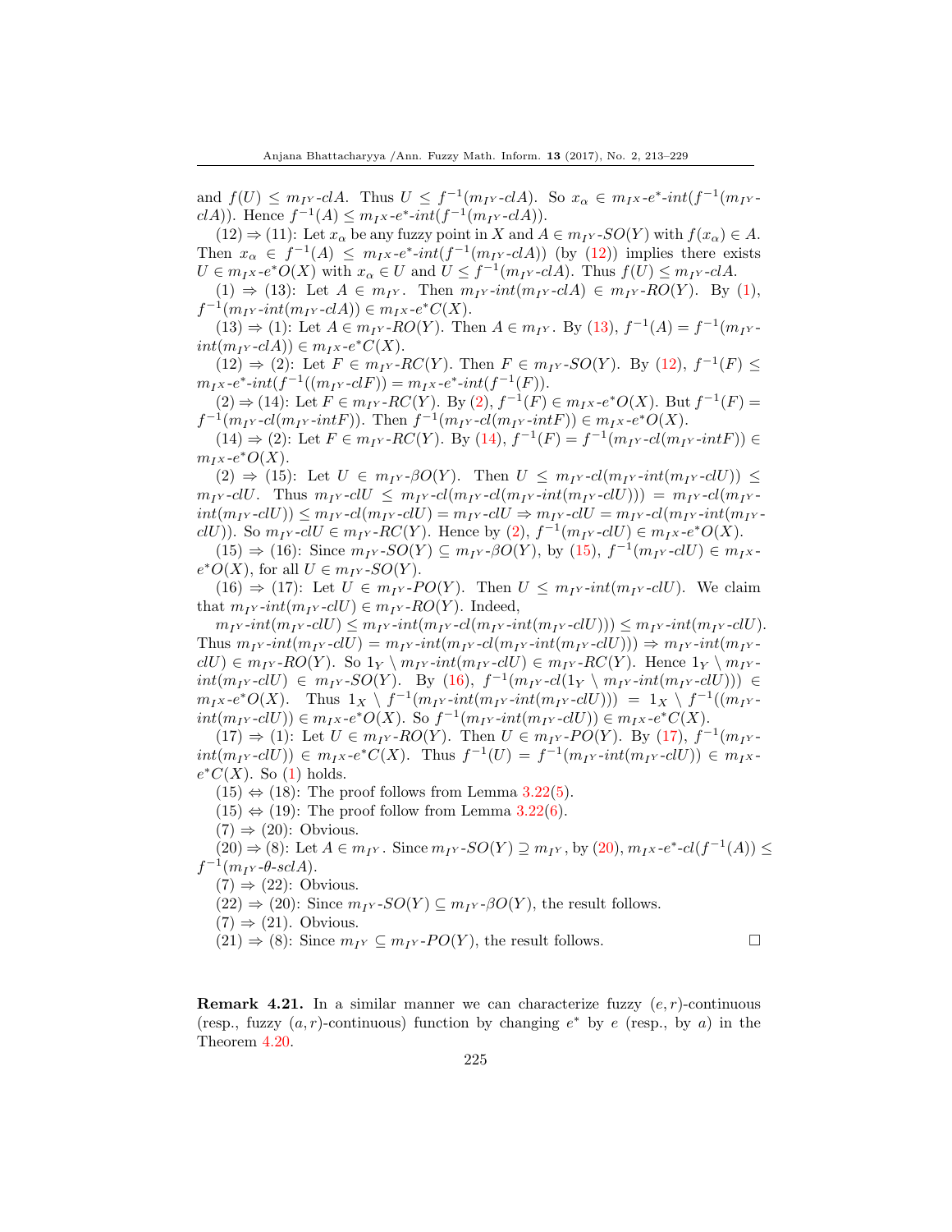and $f(U) \leq m_{I^Y}\text{-}clA$. Thus $U \leq f^{-1}(m_{I^Y}\text{-}clA)$. So $x_\alpha \in m_{I^X}\text{-}e^*\text{-}int(f^{-1}(m_{I^Y}\text{-}clA))$. Hence $f^{-1}(A) \leq m_{I^X}\text{-}e^*\text{-}int(f^{-1}(m_{I^Y}\text{-}clA))$.

(12) $\Rightarrow$ (11): Let $x_\alpha$ be any fuzzy point in $X$ and $A \in m_{I^Y}\text{-}SO(Y)$ with $f(x_\alpha) \in A$. Then $x_\alpha \in f^{-1}(A) \leq m_{I^X}\text{-}e^*\text{-}int(f^{-1}(m_{I^Y}\text{-}clA))$ (by (12)) implies there exists $U \in m_{I^X}\text{-}e^*O(X)$ with $x_\alpha \in U$ and $U \leq f^{-1}(m_{I^Y}\text{-}clA)$. Thus $f(U) \leq m_{I^Y}\text{-}clA$.

(1) $\Rightarrow$ (13): Let $A \in m_{I^Y}$. Then $m_{I^Y}\text{-}int(m_{I^Y}\text{-}clA) \in m_{I^Y}\text{-}RO(Y)$. By (1), $f^{-1}(m_{I^Y}\text{-}int(m_{I^Y}\text{-}clA)) \in m_{I^X}\text{-}e^*C(X)$.

(13) $\Rightarrow$ (1): Let $A \in m_{I^Y}\text{-}RO(Y)$. Then $A \in m_{I^Y}$. By (13), $f^{-1}(A) = f^{-1}(m_{I^Y}\text{-}int(m_{I^Y}\text{-}clA)) \in m_{I^X}\text{-}e^*C(X)$.

(12) $\Rightarrow$ (2): Let $F \in m_{I^Y}\text{-}RC(Y)$. Then $F \in m_{I^Y}\text{-}SO(Y)$. By (12), $f^{-1}(F) \leq m_{I^X}\text{-}e^*\text{-}int(f^{-1}((m_{I^Y}\text{-}clF)) = m_{I^X}\text{-}e^*\text{-}int(f^{-1}(F))$.

(2) $\Rightarrow$ (14): Let $F \in m_{I^Y}\text{-}RC(Y)$. By (2), $f^{-1}(F) \in m_{I^X}\text{-}e^*O(X)$. But $f^{-1}(F) = f^{-1}(m_{I^Y}\text{-}cl(m_{I^Y}\text{-}intF))$. Then $f^{-1}(m_{I^Y}\text{-}cl(m_{I^Y}\text{-}intF)) \in m_{I^X}\text{-}e^*O(X)$.

(14) $\Rightarrow$ (2): Let $F \in m_{I^Y}\text{-}RC(Y)$. By (14), $f^{-1}(F) = f^{-1}(m_{I^Y}\text{-}cl(m_{I^Y}\text{-}intF)) \in m_{I^X}\text{-}e^*O(X)$.

(2) $\Rightarrow$ (15): Let $U \in m_{I^Y}\text{-}\beta O(Y)$. Then $U \leq m_{I^Y}\text{-}cl(m_{I^Y}\text{-}int(m_{I^Y}\text{-}clU)) \leq m_{I^Y}\text{-}clU$. Thus $m_{I^Y}\text{-}clU \leq m_{I^Y}\text{-}cl(m_{I^Y}\text{-}cl(m_{I^Y}\text{-}int(m_{I^Y}\text{-}clU))) = m_{I^Y}\text{-}cl(m_{I^Y}\text{-}int(m_{I^Y}\text{-}clU)) \leq m_{I^Y}\text{-}cl(m_{I^Y}\text{-}clU) = m_{I^Y}\text{-}clU \Rightarrow m_{I^Y}\text{-}clU = m_{I^Y}\text{-}cl(m_{I^Y}\text{-}int(m_{I^Y}\text{-}clU))$. So $m_{I^Y}\text{-}clU \in m_{I^Y}\text{-}RC(Y)$. Hence by (2), $f^{-1}(m_{I^Y}\text{-}clU) \in m_{I^X}\text{-}e^*O(X)$.

(15) $\Rightarrow$ (16): Since $m_{I^Y}\text{-}SO(Y) \subseteq m_{I^Y}\text{-}\beta O(Y)$, by (15), $f^{-1}(m_{I^Y}\text{-}clU) \in m_{I^X}\text{-}e^*O(X)$, for all $U \in m_{I^Y}\text{-}SO(Y)$.

(16) $\Rightarrow$ (17): Let $U \in m_{I^Y}\text{-}PO(Y)$. Then $U \leq m_{I^Y}\text{-}int(m_{I^Y}\text{-}clU)$. We claim that $m_{I^Y}\text{-}int(m_{I^Y}\text{-}clU) \in m_{I^Y}\text{-}RO(Y)$. Indeed,

$m_{I^Y}\text{-}int(m_{I^Y}\text{-}clU) \leq m_{I^Y}\text{-}int(m_{I^Y}\text{-}cl(m_{I^Y}\text{-}int(m_{I^Y}\text{-}clU))) \leq m_{I^Y}\text{-}int(m_{I^Y}\text{-}clU)$. Thus $m_{I^Y}\text{-}int(m_{I^Y}\text{-}clU) = m_{I^Y}\text{-}int(m_{I^Y}\text{-}cl(m_{I^Y}\text{-}int(m_{I^Y}\text{-}clU))) \Rightarrow m_{I^Y}\text{-}int(m_{I^Y}\text{-}clU) \in m_{I^Y}\text{-}RO(Y)$. So $1_Y \setminus m_{I^Y}\text{-}int(m_{I^Y}\text{-}clU) \in m_{I^Y}\text{-}RC(Y)$. Hence $1_Y \setminus m_{I^Y}\text{-}int(m_{I^Y}\text{-}clU) \in m_{I^Y}\text{-}SO(Y)$. By (16), $f^{-1}(m_{I^Y}\text{-}cl(1_Y \setminus m_{I^Y}\text{-}int(m_{I^Y}\text{-}clU))) \in m_{I^X}\text{-}e^*O(X)$. Thus $1_X \setminus f^{-1}(m_{I^Y}\text{-}int(m_{I^Y}\text{-}int(m_{I^Y}\text{-}clU))) = 1_X \setminus f^{-1}((m_{I^Y}\text{-}int(m_{I^Y}\text{-}clU)) \in m_{I^X}\text{-}e^*O(X)$. So $f^{-1}(m_{I^Y}\text{-}int(m_{I^Y}\text{-}clU)) \in m_{I^X}\text{-}e^*C(X)$.

(17) $\Rightarrow$ (1): Let $U \in m_{I^Y}\text{-}RO(Y)$. Then $U \in m_{I^Y}\text{-}PO(Y)$. By (17), $f^{-1}(m_{I^Y}\text{-}int(m_{I^Y}\text{-}clU)) \in m_{I^X}\text{-}e^*C(X)$. Thus $f^{-1}(U) = f^{-1}(m_{I^Y}\text{-}int(m_{I^Y}\text{-}clU)) \in m_{I^X}\text{-}e^*C(X)$. So (1) holds.

(15) $\Leftrightarrow$ (18): The proof follows from Lemma 3.22(5).

(15) $\Leftrightarrow$ (19): The proof follow from Lemma 3.22(6).

(7) $\Rightarrow$ (20): Obvious.

(20) $\Rightarrow$ (8): Let $A \in m_{I^Y}$. Since $m_{I^Y}\text{-}SO(Y) \supseteq m_{I^Y}$, by (20), $m_{I^X}\text{-}e^*\text{-}cl(f^{-1}(A)) \leq f^{-1}(m_{I^Y}\text{-}\theta\text{-}sclA)$.

(7) $\Rightarrow$ (22): Obvious.

(22) $\Rightarrow$ (20): Since $m_{I^Y}\text{-}SO(Y) \subseteq m_{I^Y}\text{-}\beta O(Y)$, the result follows.

(7) $\Rightarrow$ (21). Obvious.

(21) $\Rightarrow$ (8): Since $m_{I^Y} \subseteq m_{I^Y}\text{-}PO(Y)$, the result follows. $\square$

**Remark 4.21.** In a similar manner we can characterize fuzzy $(e, r)$-continuous (resp., fuzzy $(a, r)$-continuous) function by changing $e^*$ by $e$ (resp., by $a$) in the Theorem 4.20.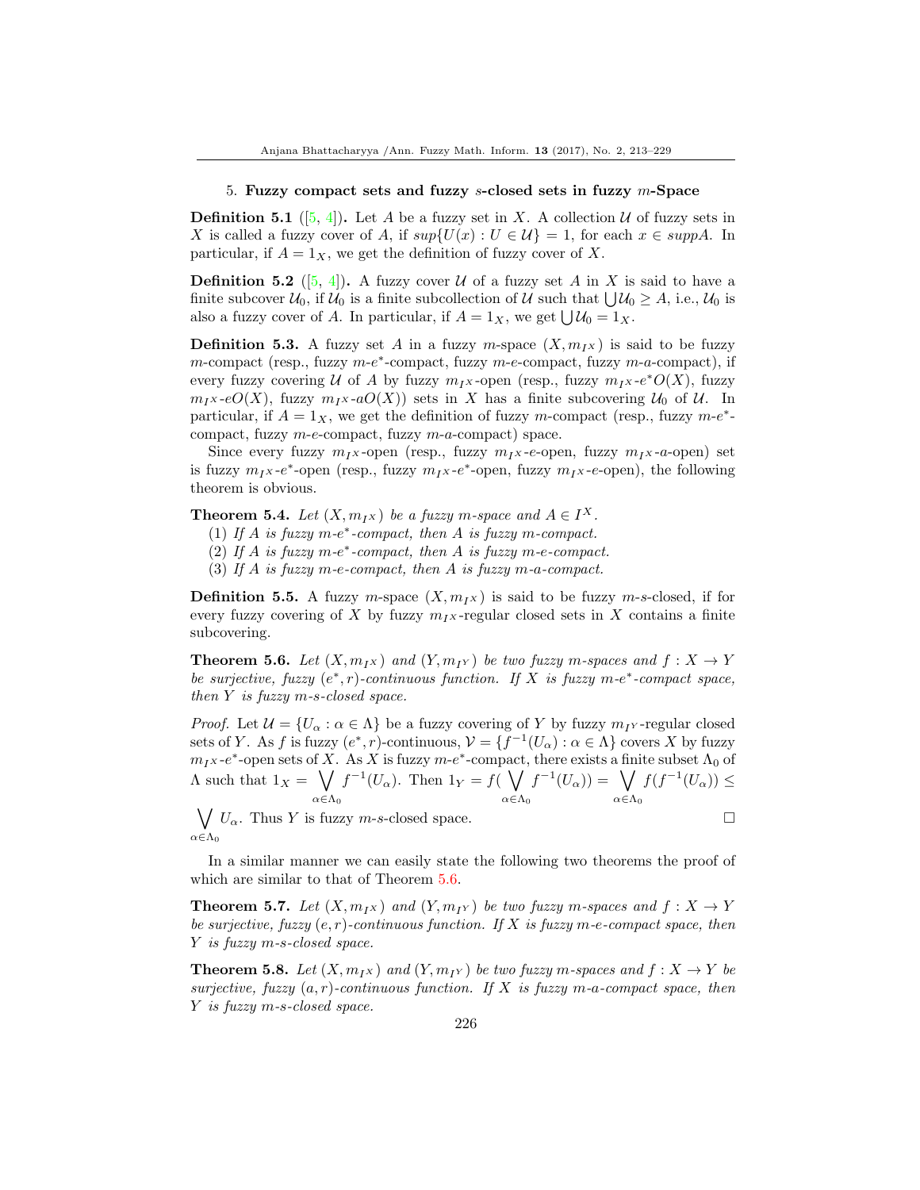## 5. **Fuzzy compact sets and fuzzy $s$-closed sets in fuzzy $m$-Space**

**Definition 5.1** ([5, 4])**.** Let $A$ be a fuzzy set in $X$. A collection $\mathcal{U}$ of fuzzy sets in $X$ is called a fuzzy cover of $A$, if $sup\{U(x) : U \in \mathcal{U}\} = 1$, for each $x \in suppA$. In particular, if $A = 1_X$, we get the definition of fuzzy cover of $X$.

**Definition 5.2** ([5, 4])**.** A fuzzy cover $\mathcal{U}$ of a fuzzy set $A$ in $X$ is said to have a finite subcover $\mathcal{U}_0$, if $\mathcal{U}_0$ is a finite subcollection of $\mathcal{U}$ such that $\bigcup \mathcal{U}_0 \geq A$, i.e., $\mathcal{U}_0$ is also a fuzzy cover of $A$. In particular, if $A = 1_X$, we get $\bigcup \mathcal{U}_0 = 1_X$.

**Definition 5.3.** A fuzzy set $A$ in a fuzzy $m$-space $(X, m_{I^X})$ is said to be fuzzy $m$-compact (resp., fuzzy $m$-$e^*$-compact, fuzzy $m$-$e$-compact, fuzzy $m$-$a$-compact), if every fuzzy covering $\mathcal{U}$ of $A$ by fuzzy $m_{I^X}$-open (resp., fuzzy $m_{I^X}$-$e^*O(X)$, fuzzy $m_{I^X}$-$eO(X)$, fuzzy $m_{I^X}$-$aO(X)$) sets in $X$ has a finite subcovering $\mathcal{U}_0$ of $\mathcal{U}$. In particular, if $A = 1_X$, we get the definition of fuzzy $m$-compact (resp., fuzzy $m$-$e^*$-compact, fuzzy $m$-$e$-compact, fuzzy $m$-$a$-compact) space.

Since every fuzzy $m_{I^X}$-open (resp., fuzzy $m_{I^X}$-$e$-open, fuzzy $m_{I^X}$-$a$-open) set is fuzzy $m_{I^X}$-$e^*$-open (resp., fuzzy $m_{I^X}$-$e^*$-open, fuzzy $m_{I^X}$-$e$-open), the following theorem is obvious.

**Theorem 5.4.** *Let $(X, m_{I^X})$ be a fuzzy $m$-space and $A \in I^X$.*

(1) *If $A$ is fuzzy $m$-$e^*$-compact, then $A$ is fuzzy $m$-compact.*
(2) *If $A$ is fuzzy $m$-$e^*$-compact, then $A$ is fuzzy $m$-$e$-compact.*
(3) *If $A$ is fuzzy $m$-$e$-compact, then $A$ is fuzzy $m$-$a$-compact.*

**Definition 5.5.** A fuzzy $m$-space $(X, m_{I^X})$ is said to be fuzzy $m$-$s$-closed, if for every fuzzy covering of $X$ by fuzzy $m_{I^X}$-regular closed sets in $X$ contains a finite subcovering.

**Theorem 5.6.** *Let $(X, m_{I^X})$ and $(Y, m_{I^Y})$ be two fuzzy $m$-spaces and $f : X \to Y$ be surjective, fuzzy $(e^*, r)$-continuous function. If $X$ is fuzzy $m$-$e^*$-compact space, then $Y$ is fuzzy $m$-$s$-closed space.*

*Proof.* Let $\mathcal{U} = \{U_\alpha : \alpha \in \Lambda\}$ be a fuzzy covering of $Y$ by fuzzy $m_{I^Y}$-regular closed sets of $Y$. As $f$ is fuzzy $(e^*, r)$-continuous, $\mathcal{V} = \{f^{-1}(U_\alpha) : \alpha \in \Lambda\}$ covers $X$ by fuzzy $m_{I^X}$-$e^*$-open sets of $X$. As $X$ is fuzzy $m$-$e^*$-compact, there exists a finite subset $\Lambda_0$ of $\Lambda$ such that $1_X = \bigvee_{\alpha \in \Lambda_0} f^{-1}(U_\alpha)$. Then $1_Y = f(\bigvee_{\alpha \in \Lambda_0} f^{-1}(U_\alpha)) = \bigvee_{\alpha \in \Lambda_0} f(f^{-1}(U_\alpha)) \leq \bigvee_{\alpha \in \Lambda_0} U_\alpha$. Thus $Y$ is fuzzy $m$-$s$-closed space. □

In a similar manner we can easily state the following two theorems the proof of which are similar to that of Theorem 5.6.

**Theorem 5.7.** *Let $(X, m_{I^X})$ and $(Y, m_{I^Y})$ be two fuzzy $m$-spaces and $f : X \to Y$ be surjective, fuzzy $(e, r)$-continuous function. If $X$ is fuzzy $m$-$e$-compact space, then $Y$ is fuzzy $m$-$s$-closed space.*

**Theorem 5.8.** *Let $(X, m_{I^X})$ and $(Y, m_{I^Y})$ be two fuzzy $m$-spaces and $f : X \to Y$ be surjective, fuzzy $(a, r)$-continuous function. If $X$ is fuzzy $m$-$a$-compact space, then $Y$ is fuzzy $m$-$s$-closed space.*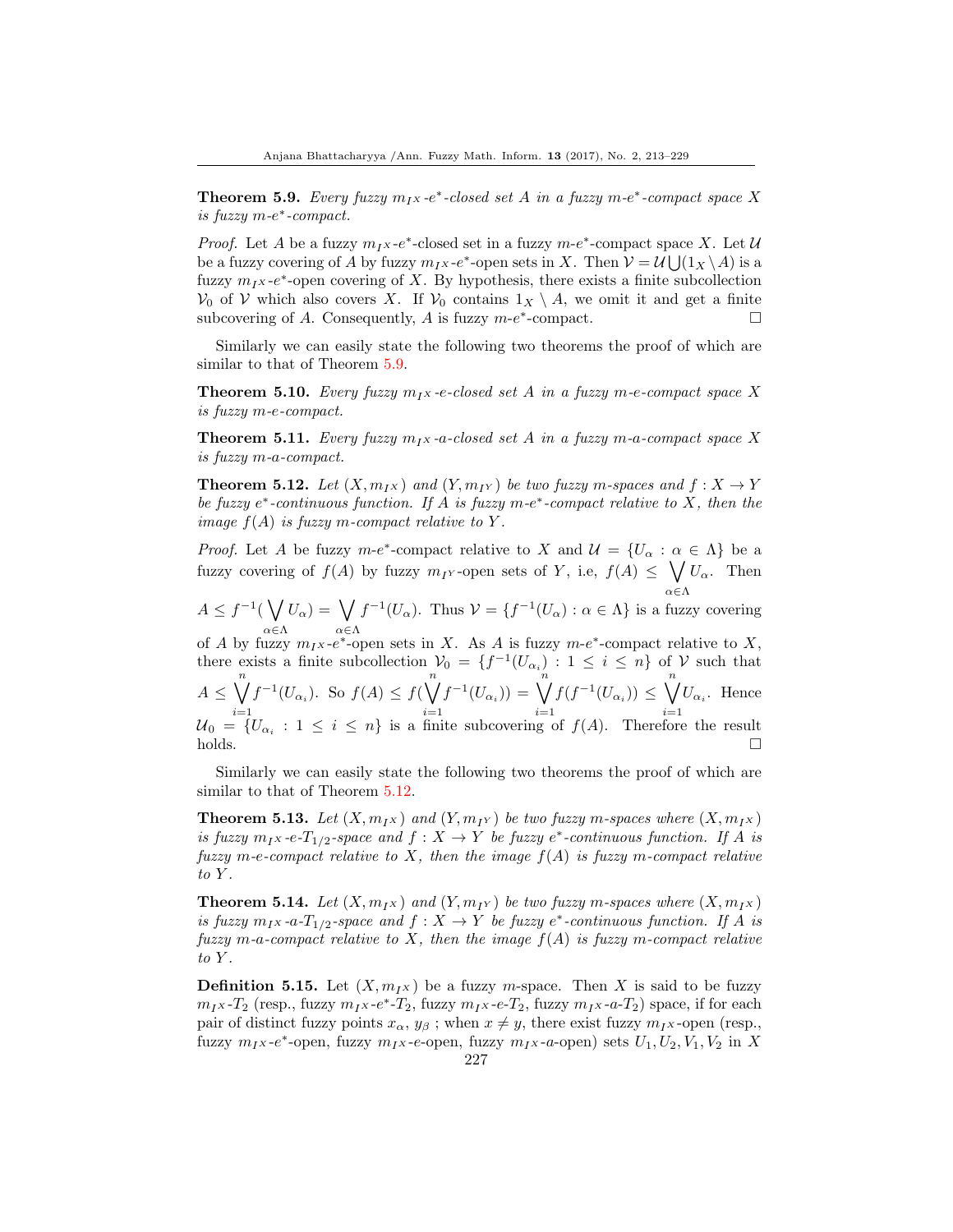**Theorem 5.9.** *Every fuzzy $m_{I^X}$-$e^*$-closed set $A$ in a fuzzy $m$-$e^*$-compact space $X$ is fuzzy $m$-$e^*$-compact.*

*Proof.* Let $A$ be a fuzzy $m_{I^X}$-$e^*$-closed set in a fuzzy $m$-$e^*$-compact space $X$. Let $\mathcal{U}$ be a fuzzy covering of $A$ by fuzzy $m_{I^X}$-$e^*$-open sets in $X$. Then $\mathcal{V} = \mathcal{U} \bigcup (1_X \setminus A)$ is a fuzzy $m_{I^X}$-$e^*$-open covering of $X$. By hypothesis, there exists a finite subcollection $\mathcal{V}_0$ of $\mathcal{V}$ which also covers $X$. If $\mathcal{V}_0$ contains $1_X \setminus A$, we omit it and get a finite subcovering of $A$. Consequently, $A$ is fuzzy $m$-$e^*$-compact. □

Similarly we can easily state the following two theorems the proof of which are similar to that of Theorem 5.9.

**Theorem 5.10.** *Every fuzzy $m_{I^X}$-$e$-closed set $A$ in a fuzzy $m$-$e$-compact space $X$ is fuzzy $m$-$e$-compact.*

**Theorem 5.11.** *Every fuzzy $m_{I^X}$-$a$-closed set $A$ in a fuzzy $m$-$a$-compact space $X$ is fuzzy $m$-$a$-compact.*

**Theorem 5.12.** *Let $(X, m_{I^X})$ and $(Y, m_{I^Y})$ be two fuzzy $m$-spaces and $f : X \to Y$ be fuzzy $e^*$-continuous function. If $A$ is fuzzy $m$-$e^*$-compact relative to $X$, then the image $f(A)$ is fuzzy $m$-compact relative to $Y$.*

*Proof.* Let $A$ be fuzzy $m$-$e^*$-compact relative to $X$ and $\mathcal{U} = \{U_\alpha : \alpha \in \Lambda\}$ be a fuzzy covering of $f(A)$ by fuzzy $m_{I^Y}$-open sets of $Y$, i.e, $f(A) \leq \bigvee_{\alpha \in \Lambda} U_\alpha$. Then $A \leq f^{-1}(\bigvee_{\alpha \in \Lambda} U_\alpha) = \bigvee_{\alpha \in \Lambda} f^{-1}(U_\alpha)$. Thus $\mathcal{V} = \{f^{-1}(U_\alpha) : \alpha \in \Lambda\}$ is a fuzzy covering of $A$ by fuzzy $m_{I^X}$-$e^*$-open sets in $X$. As $A$ is fuzzy $m$-$e^*$-compact relative to $X$, there exists a finite subcollection $\mathcal{V}_0 = \{f^{-1}(U_{\alpha_i}) : 1 \leq i \leq n\}$ of $\mathcal{V}$ such that $A \leq \bigvee_{i=1}^{n} f^{-1}(U_{\alpha_i})$. So $f(A) \leq f(\bigvee_{i=1}^{n} f^{-1}(U_{\alpha_i})) = \bigvee_{i=1}^{n} f(f^{-1}(U_{\alpha_i})) \leq \bigvee_{i=1}^{n} U_{\alpha_i}$. Hence $\mathcal{U}_0 = \{U_{\alpha_i} : 1 \leq i \leq n\}$ is a finite subcovering of $f(A)$. Therefore the result holds. □

Similarly we can easily state the following two theorems the proof of which are similar to that of Theorem 5.12.

**Theorem 5.13.** *Let $(X, m_{I^X})$ and $(Y, m_{I^Y})$ be two fuzzy $m$-spaces where $(X, m_{I^X})$ is fuzzy $m_{I^X}$-$e$-$T_{1/2}$-space and $f : X \to Y$ be fuzzy $e^*$-continuous function. If $A$ is fuzzy $m$-$e$-compact relative to $X$, then the image $f(A)$ is fuzzy $m$-compact relative to $Y$.*

**Theorem 5.14.** *Let $(X, m_{I^X})$ and $(Y, m_{I^Y})$ be two fuzzy $m$-spaces where $(X, m_{I^X})$ is fuzzy $m_{I^X}$-$a$-$T_{1/2}$-space and $f : X \to Y$ be fuzzy $e^*$-continuous function. If $A$ is fuzzy $m$-$a$-compact relative to $X$, then the image $f(A)$ is fuzzy $m$-compact relative to $Y$.*

**Definition 5.15.** Let $(X, m_{I^X})$ be a fuzzy $m$-space. Then $X$ is said to be fuzzy $m_{I^X}$-$T_2$ (resp., fuzzy $m_{I^X}$-$e^*$-$T_2$, fuzzy $m_{I^X}$-$e$-$T_2$, fuzzy $m_{I^X}$-$a$-$T_2$) space, if for each pair of distinct fuzzy points $x_\alpha$, $y_\beta$ ; when $x \neq y$, there exist fuzzy $m_{I^X}$-open (resp., fuzzy $m_{I^X}$-$e^*$-open, fuzzy $m_{I^X}$-$e$-open, fuzzy $m_{I^X}$-$a$-open) sets $U_1, U_2, V_1, V_2$ in $X$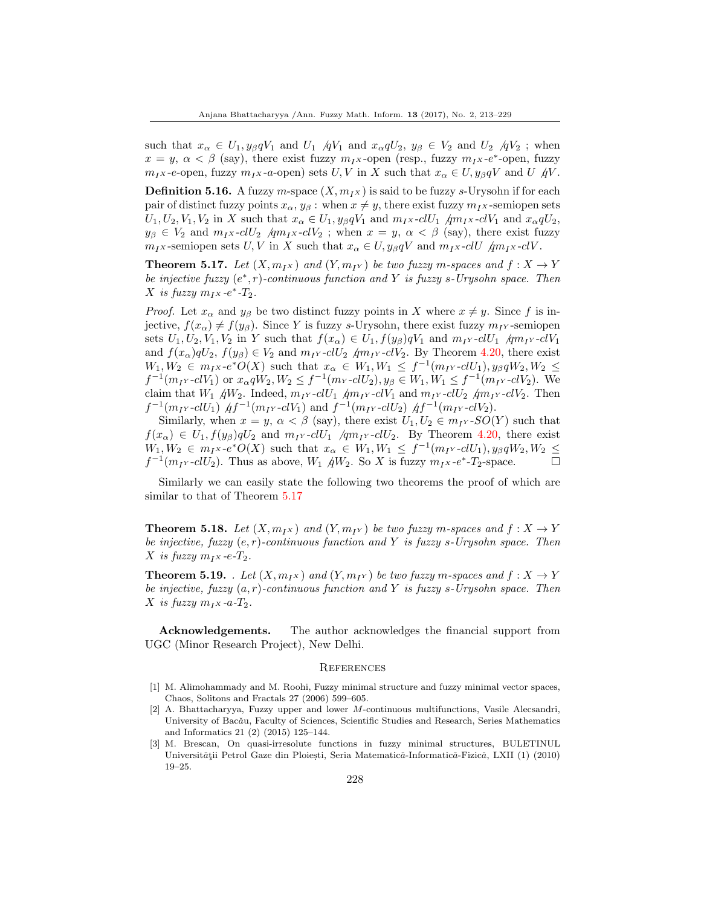such that $x_\alpha \in U_1, y_\beta q V_1$ and $U_1 \not{q} V_1$ and $x_\alpha q U_2$, $y_\beta \in V_2$ and $U_2 \not{q} V_2$ ; when $x = y$, $\alpha < \beta$ (say), there exist fuzzy $m_{I^X}$-open (resp., fuzzy $m_{I^X}$-$e^*$-open, fuzzy $m_{I^X}$-$e$-open, fuzzy $m_{I^X}$-$a$-open) sets $U, V$ in $X$ such that $x_\alpha \in U, y_\beta q V$ and $U \not{q} V$.

**Definition 5.16.** A fuzzy $m$-space $(X, m_{I^X})$ is said to be fuzzy $s$-Urysohn if for each pair of distinct fuzzy points $x_\alpha, y_\beta$ : when $x \neq y$, there exist fuzzy $m_{I^X}$-semiopen sets $U_1, U_2, V_1, V_2$ in $X$ such that $x_\alpha \in U_1, y_\beta q V_1$ and $m_{I^X}$-$clU_1 \not{q} m_{I^X}$-$clV_1$ and $x_\alpha q U_2$, $y_\beta \in V_2$ and $m_{I^X}$-$clU_2 \not{q} m_{I^X}$-$clV_2$ ; when $x = y$, $\alpha < \beta$ (say), there exist fuzzy $m_{I^X}$-semiopen sets $U, V$ in $X$ such that $x_\alpha \in U, y_\beta q V$ and $m_{I^X}$-$clU \not{q} m_{I^X}$-$clV$.

**Theorem 5.17.** *Let $(X, m_{I^X})$ and $(Y, m_{I^Y})$ be two fuzzy $m$-spaces and $f : X \to Y$ be injective fuzzy $(e^*, r)$-continuous function and $Y$ is fuzzy $s$-Urysohn space. Then $X$ is fuzzy $m_{I^X}$-$e^*$-$T_2$.*

*Proof.* Let $x_\alpha$ and $y_\beta$ be two distinct fuzzy points in $X$ where $x \neq y$. Since $f$ is injective, $f(x_\alpha) \neq f(y_\beta)$. Since $Y$ is fuzzy $s$-Urysohn, there exist fuzzy $m_{I^Y}$-semiopen sets $U_1, U_2, V_1, V_2$ in $Y$ such that $f(x_\alpha) \in U_1, f(y_\beta) q V_1$ and $m_{I^Y}$-$clU_1 \not{q} m_{I^Y}$-$clV_1$ and $f(x_\alpha) q U_2$, $f(y_\beta) \in V_2$ and $m_{I^Y}$-$clU_2 \not{q} m_{I^Y}$-$clV_2$. By Theorem 4.20, there exist $W_1, W_2 \in m_{I^X}$-$e^*O(X)$ such that $x_\alpha \in W_1, W_1 \leq f^{-1}(m_{I^Y}$-$clU_1), y_\beta q W_2, W_2 \leq f^{-1}(m_{I^Y}$-$clV_1)$ or $x_\alpha q W_2, W_2 \leq f^{-1}(m_Y$-$clU_2), y_\beta \in W_1, W_1 \leq f^{-1}(m_{I^Y}$-$clV_2)$. We claim that $W_1 \not{q} W_2$. Indeed, $m_{I^Y}$-$clU_1 \not{q} m_{I^Y}$-$clV_1$ and $m_{I^Y}$-$clU_2 \not{q} m_{I^Y}$-$clV_2$. Then $f^{-1}(m_{I^Y}$-$clU_1) \not{q} f^{-1}(m_{I^Y}$-$clV_1)$ and $f^{-1}(m_{I^Y}$-$clU_2) \not{q} f^{-1}(m_{I^Y}$-$clV_2)$.

Similarly, when $x = y$, $\alpha < \beta$ (say), there exist $U_1, U_2 \in m_{I^Y}$-$SO(Y)$ such that $f(x_\alpha) \in U_1, f(y_\beta) q U_2$ and $m_{I^Y}$-$clU_1 \not{q} m_{I^Y}$-$clU_2$. By Theorem 4.20, there exist $W_1, W_2 \in m_{I^X}$-$e^*O(X)$ such that $x_\alpha \in W_1, W_1 \leq f^{-1}(m_{I^Y}$-$clU_1), y_\beta q W_2, W_2 \leq f^{-1}(m_{I^Y}$-$clU_2)$. Thus as above, $W_1 \not{q} W_2$. So $X$ is fuzzy $m_{I^X}$-$e^*$-$T_2$-space. □

Similarly we can easily state the following two theorems the proof of which are similar to that of Theorem 5.17

**Theorem 5.18.** *Let $(X, m_{I^X})$ and $(Y, m_{I^Y})$ be two fuzzy $m$-spaces and $f : X \to Y$ be injective, fuzzy $(e, r)$-continuous function and $Y$ is fuzzy $s$-Urysohn space. Then $X$ is fuzzy $m_{I^X}$-$e$-$T_2$.*

**Theorem 5.19.** . *Let $(X, m_{I^X})$ and $(Y, m_{I^Y})$ be two fuzzy $m$-spaces and $f : X \to Y$ be injective, fuzzy $(a, r)$-continuous function and $Y$ is fuzzy $s$-Urysohn space. Then $X$ is fuzzy $m_{I^X}$-$a$-$T_2$.*

**Acknowledgements.** The author acknowledges the financial support from UGC (Minor Research Project), New Delhi.

## References

[1] M. Alimohammady and M. Roohi, Fuzzy minimal structure and fuzzy minimal vector spaces, Chaos, Solitons and Fractals 27 (2006) 599–605.

[2] A. Bhattacharyya, Fuzzy upper and lower $M$-continuous multifunctions, Vasile Alecsandri, University of Bacău, Faculty of Sciences, Scientific Studies and Research, Series Mathematics and Informatics 21 (2) (2015) 125–144.

[3] M. Brescan, On quasi-irresolute functions in fuzzy minimal structures, BULETINUL Universităţii Petrol Gaze din Ploieşti, Seria Matematică-Informatică-Fizică, LXII (1) (2010) 19–25.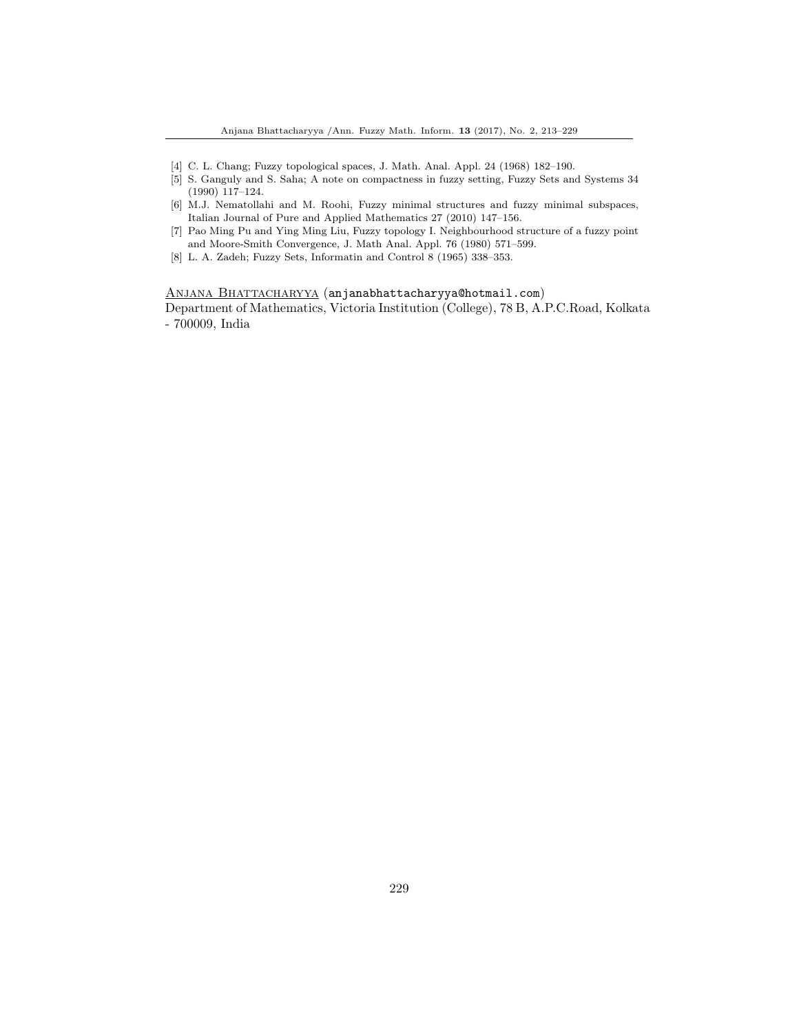[4] C. L. Chang; Fuzzy topological spaces, J. Math. Anal. Appl. 24 (1968) 182–190.

[5] S. Ganguly and S. Saha; A note on compactness in fuzzy setting, Fuzzy Sets and Systems 34 (1990) 117–124.

[6] M.J. Nematollahi and M. Roohi, Fuzzy minimal structures and fuzzy minimal subspaces, Italian Journal of Pure and Applied Mathematics 27 (2010) 147–156.

[7] Pao Ming Pu and Ying Ming Liu, Fuzzy topology I. Neighbourhood structure of a fuzzy point and Moore-Smith Convergence, J. Math Anal. Appl. 76 (1980) 571–599.

[8] L. A. Zadeh; Fuzzy Sets, Informatin and Control 8 (1965) 338–353.

Anjana Bhattacharyya (anjanabhattacharyya@hotmail.com)
Department of Mathematics, Victoria Institution (College), 78 B, A.P.C.Road, Kolkata - 700009, India